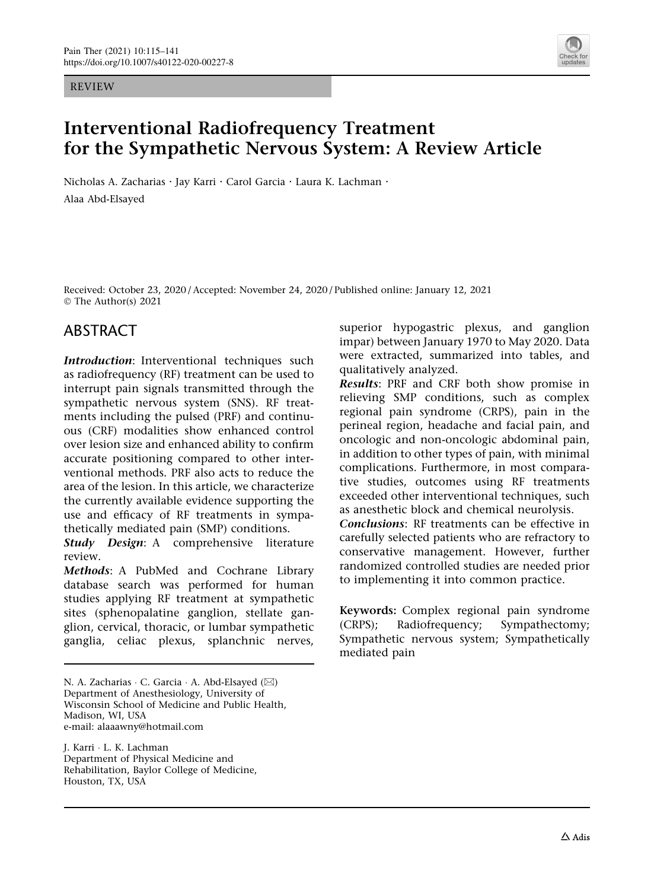REVIEW

# Interventional Radiofrequency Treatment for the Sympathetic Nervous System: A Review Article

Nicholas A. Zacharias · Jay Karri · Carol Garcia · Laura K. Lachman · Alaa Abd-Elsayed

Received: October 23, 2020 / Accepted: November 24, 2020 / Published online: January 12, 2021
© The Author(s) 2021

## ABSTRACT

***Introduction***: Interventional techniques such as radiofrequency (RF) treatment can be used to interrupt pain signals transmitted through the sympathetic nervous system (SNS). RF treatments including the pulsed (PRF) and continuous (CRF) modalities show enhanced control over lesion size and enhanced ability to confirm accurate positioning compared to other interventional methods. PRF also acts to reduce the area of the lesion. In this article, we characterize the currently available evidence supporting the use and efficacy of RF treatments in sympathetically mediated pain (SMP) conditions.

***Study Design***: A comprehensive literature review.

***Methods***: A PubMed and Cochrane Library database search was performed for human studies applying RF treatment at sympathetic sites (sphenopalatine ganglion, stellate ganglion, cervical, thoracic, or lumbar sympathetic ganglia, celiac plexus, splanchnic nerves, superior hypogastric plexus, and ganglion impar) between January 1970 to May 2020. Data were extracted, summarized into tables, and qualitatively analyzed.

***Results***: PRF and CRF both show promise in relieving SMP conditions, such as complex regional pain syndrome (CRPS), pain in the perineal region, headache and facial pain, and oncologic and non-oncologic abdominal pain, in addition to other types of pain, with minimal complications. Furthermore, in most comparative studies, outcomes using RF treatments exceeded other interventional techniques, such as anesthetic block and chemical neurolysis.

***Conclusions***: RF treatments can be effective in carefully selected patients who are refractory to conservative management. However, further randomized controlled studies are needed prior to implementing it into common practice.

**Keywords:** Complex regional pain syndrome (CRPS); Radiofrequency; Sympathectomy; Sympathetic nervous system; Sympathetically mediated pain

N. A. Zacharias · C. Garcia · A. Abd-Elsayed (✉)
Department of Anesthesiology, University of Wisconsin School of Medicine and Public Health, Madison, WI, USA
e-mail: alaaawny@hotmail.com

J. Karri · L. K. Lachman
Department of Physical Medicine and Rehabilitation, Baylor College of Medicine, Houston, TX, USA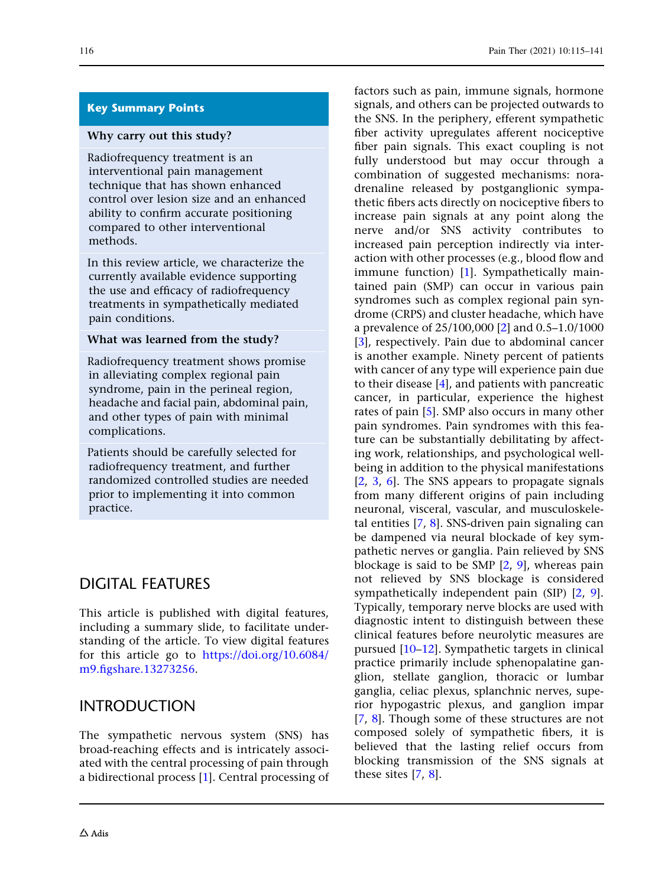## Key Summary Points

**Why carry out this study?**

Radiofrequency treatment is an interventional pain management technique that has shown enhanced control over lesion size and an enhanced ability to confirm accurate positioning compared to other interventional methods.

In this review article, we characterize the currently available evidence supporting the use and efficacy of radiofrequency treatments in sympathetically mediated pain conditions.

**What was learned from the study?**

Radiofrequency treatment shows promise in alleviating complex regional pain syndrome, pain in the perineal region, headache and facial pain, abdominal pain, and other types of pain with minimal complications.

Patients should be carefully selected for radiofrequency treatment, and further randomized controlled studies are needed prior to implementing it into common practice.

## DIGITAL FEATURES

This article is published with digital features, including a summary slide, to facilitate understanding of the article. To view digital features for this article go to https://doi.org/10.6084/m9.figshare.13273256.

## INTRODUCTION

The sympathetic nervous system (SNS) has broad-reaching effects and is intricately associated with the central processing of pain through a bidirectional process [1]. Central processing of factors such as pain, immune signals, hormone signals, and others can be projected outwards to the SNS. In the periphery, efferent sympathetic fiber activity upregulates afferent nociceptive fiber pain signals. This exact coupling is not fully understood but may occur through a combination of suggested mechanisms: noradrenaline released by postganglionic sympathetic fibers acts directly on nociceptive fibers to increase pain signals at any point along the nerve and/or SNS activity contributes to increased pain perception indirectly via interaction with other processes (e.g., blood flow and immune function) [1]. Sympathetically maintained pain (SMP) can occur in various pain syndromes such as complex regional pain syndrome (CRPS) and cluster headache, which have a prevalence of 25/100,000 [2] and 0.5–1.0/1000 [3], respectively. Pain due to abdominal cancer is another example. Ninety percent of patients with cancer of any type will experience pain due to their disease [4], and patients with pancreatic cancer, in particular, experience the highest rates of pain [5]. SMP also occurs in many other pain syndromes. Pain syndromes with this feature can be substantially debilitating by affecting work, relationships, and psychological well-being in addition to the physical manifestations [2, 3, 6]. The SNS appears to propagate signals from many different origins of pain including neuronal, visceral, vascular, and musculoskeletal entities [7, 8]. SNS-driven pain signaling can be dampened via neural blockade of key sympathetic nerves or ganglia. Pain relieved by SNS blockage is said to be SMP [2, 9], whereas pain not relieved by SNS blockage is considered sympathetically independent pain (SIP) [2, 9]. Typically, temporary nerve blocks are used with diagnostic intent to distinguish between these clinical features before neurolytic measures are pursued [10–12]. Sympathetic targets in clinical practice primarily include sphenopalatine ganglion, stellate ganglion, thoracic or lumbar ganglia, celiac plexus, splanchnic nerves, superior hypogastric plexus, and ganglion impar [7, 8]. Though some of these structures are not composed solely of sympathetic fibers, it is believed that the lasting relief occurs from blocking transmission of the SNS signals at these sites [7, 8].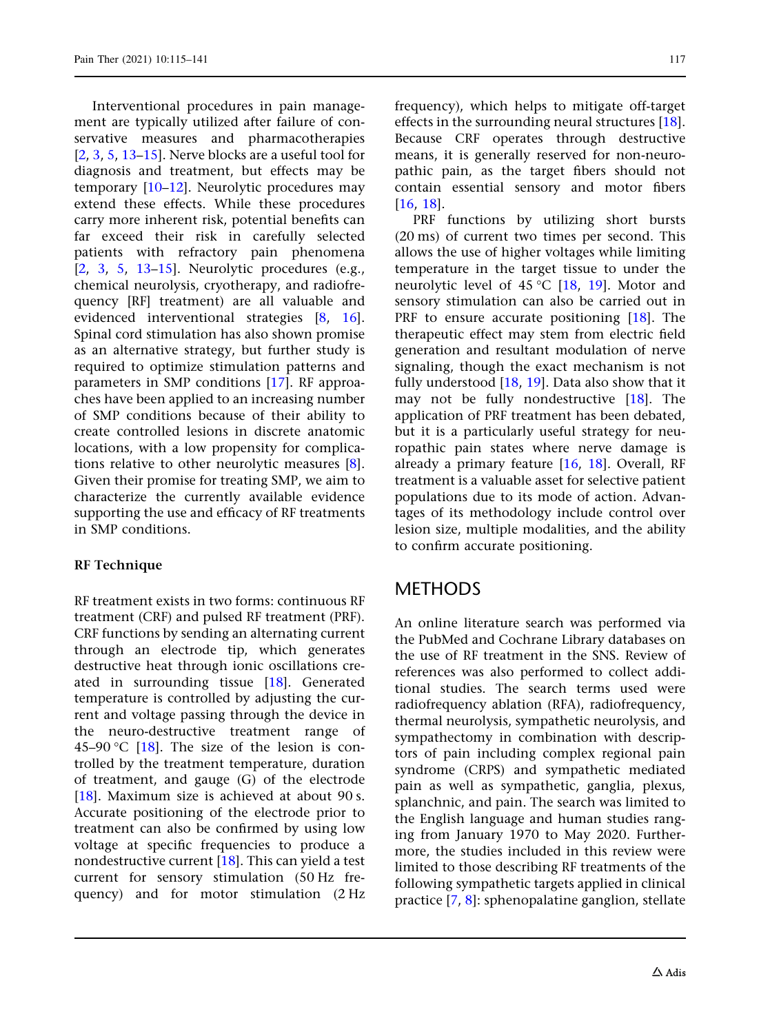Interventional procedures in pain management are typically utilized after failure of conservative measures and pharmacotherapies [2, 3, 5, 13–15]. Nerve blocks are a useful tool for diagnosis and treatment, but effects may be temporary [10–12]. Neurolytic procedures may extend these effects. While these procedures carry more inherent risk, potential benefits can far exceed their risk in carefully selected patients with refractory pain phenomena [2, 3, 5, 13–15]. Neurolytic procedures (e.g., chemical neurolysis, cryotherapy, and radiofrequency [RF] treatment) are all valuable and evidenced interventional strategies [8, 16]. Spinal cord stimulation has also shown promise as an alternative strategy, but further study is required to optimize stimulation patterns and parameters in SMP conditions [17]. RF approaches have been applied to an increasing number of SMP conditions because of their ability to create controlled lesions in discrete anatomic locations, with a low propensity for complications relative to other neurolytic measures [8]. Given their promise for treating SMP, we aim to characterize the currently available evidence supporting the use and efficacy of RF treatments in SMP conditions.

### RF Technique

RF treatment exists in two forms: continuous RF treatment (CRF) and pulsed RF treatment (PRF). CRF functions by sending an alternating current through an electrode tip, which generates destructive heat through ionic oscillations created in surrounding tissue [18]. Generated temperature is controlled by adjusting the current and voltage passing through the device in the neuro-destructive treatment range of 45–90 °C [18]. The size of the lesion is controlled by the treatment temperature, duration of treatment, and gauge (G) of the electrode [18]. Maximum size is achieved at about 90 s. Accurate positioning of the electrode prior to treatment can also be confirmed by using low voltage at specific frequencies to produce a nondestructive current [18]. This can yield a test current for sensory stimulation (50 Hz frequency) and for motor stimulation (2 Hz frequency), which helps to mitigate off-target effects in the surrounding neural structures [18]. Because CRF operates through destructive means, it is generally reserved for non-neuropathic pain, as the target fibers should not contain essential sensory and motor fibers [16, 18].

PRF functions by utilizing short bursts (20 ms) of current two times per second. This allows the use of higher voltages while limiting temperature in the target tissue to under the neurolytic level of 45 °C [18, 19]. Motor and sensory stimulation can also be carried out in PRF to ensure accurate positioning [18]. The therapeutic effect may stem from electric field generation and resultant modulation of nerve signaling, though the exact mechanism is not fully understood [18, 19]. Data also show that it may not be fully nondestructive [18]. The application of PRF treatment has been debated, but it is a particularly useful strategy for neuropathic pain states where nerve damage is already a primary feature [16, 18]. Overall, RF treatment is a valuable asset for selective patient populations due to its mode of action. Advantages of its methodology include control over lesion size, multiple modalities, and the ability to confirm accurate positioning.

## METHODS

An online literature search was performed via the PubMed and Cochrane Library databases on the use of RF treatment in the SNS. Review of references was also performed to collect additional studies. The search terms used were radiofrequency ablation (RFA), radiofrequency, thermal neurolysis, sympathetic neurolysis, and sympathectomy in combination with descriptors of pain including complex regional pain syndrome (CRPS) and sympathetic mediated pain as well as sympathetic, ganglia, plexus, splanchnic, and pain. The search was limited to the English language and human studies ranging from January 1970 to May 2020. Furthermore, the studies included in this review were limited to those describing RF treatments of the following sympathetic targets applied in clinical practice [7, 8]: sphenopalatine ganglion, stellate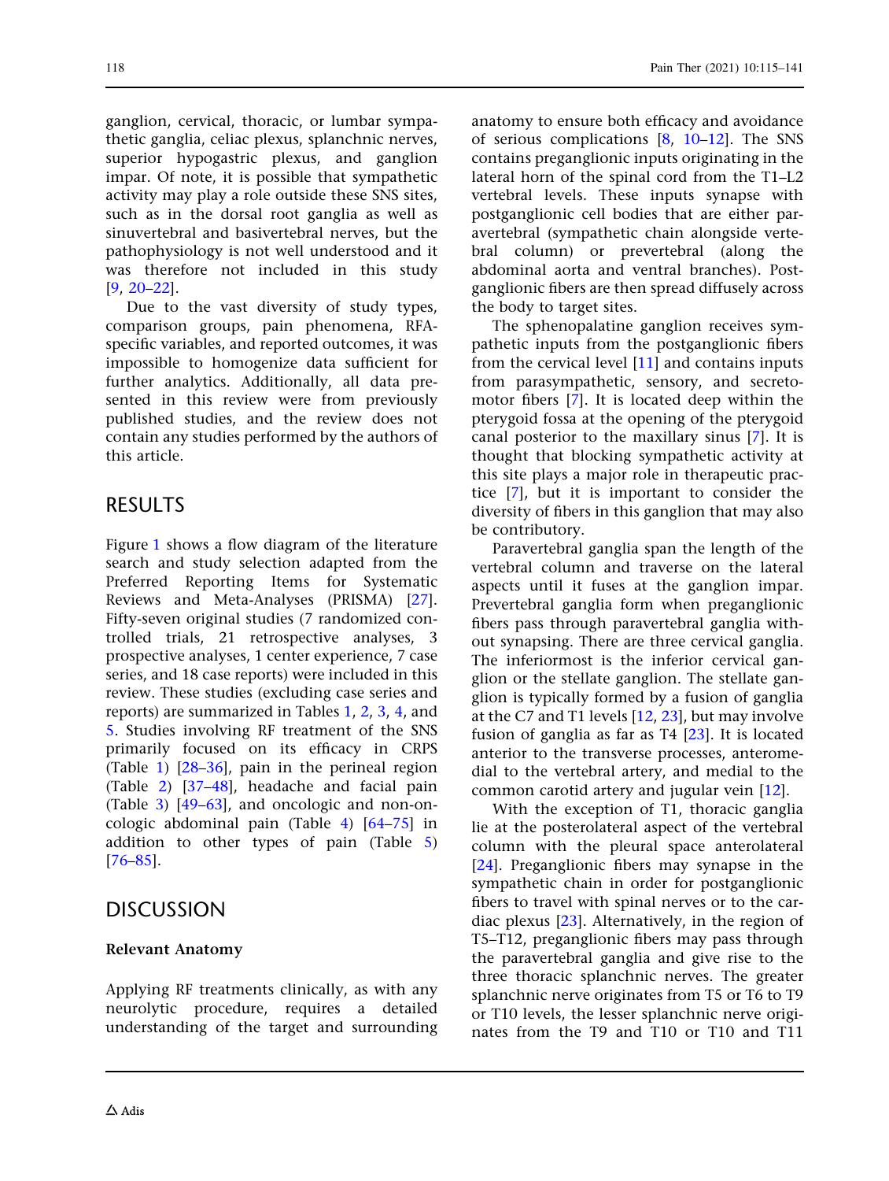ganglion, cervical, thoracic, or lumbar sympathetic ganglia, celiac plexus, splanchnic nerves, superior hypogastric plexus, and ganglion impar. Of note, it is possible that sympathetic activity may play a role outside these SNS sites, such as in the dorsal root ganglia as well as sinuvertebral and basivertebral nerves, but the pathophysiology is not well understood and it was therefore not included in this study [9, 20–22].

Due to the vast diversity of study types, comparison groups, pain phenomena, RFA-specific variables, and reported outcomes, it was impossible to homogenize data sufficient for further analytics. Additionally, all data presented in this review were from previously published studies, and the review does not contain any studies performed by the authors of this article.

## RESULTS

Figure 1 shows a flow diagram of the literature search and study selection adapted from the Preferred Reporting Items for Systematic Reviews and Meta-Analyses (PRISMA) [27]. Fifty-seven original studies (7 randomized controlled trials, 21 retrospective analyses, 3 prospective analyses, 1 center experience, 7 case series, and 18 case reports) were included in this review. These studies (excluding case series and reports) are summarized in Tables 1, 2, 3, 4, and 5. Studies involving RF treatment of the SNS primarily focused on its efficacy in CRPS (Table 1) [28–36], pain in the perineal region (Table 2) [37–48], headache and facial pain (Table 3) [49–63], and oncologic and non-oncologic abdominal pain (Table 4) [64–75] in addition to other types of pain (Table 5) [76–85].

## DISCUSSION

### Relevant Anatomy

Applying RF treatments clinically, as with any neurolytic procedure, requires a detailed understanding of the target and surrounding anatomy to ensure both efficacy and avoidance of serious complications [8, 10–12]. The SNS contains preganglionic inputs originating in the lateral horn of the spinal cord from the T1–L2 vertebral levels. These inputs synapse with postganglionic cell bodies that are either paravertebral (sympathetic chain alongside vertebral column) or prevertebral (along the abdominal aorta and ventral branches). Postganglionic fibers are then spread diffusely across the body to target sites.

The sphenopalatine ganglion receives sympathetic inputs from the postganglionic fibers from the cervical level [11] and contains inputs from parasympathetic, sensory, and secretomotor fibers [7]. It is located deep within the pterygoid fossa at the opening of the pterygoid canal posterior to the maxillary sinus [7]. It is thought that blocking sympathetic activity at this site plays a major role in therapeutic practice [7], but it is important to consider the diversity of fibers in this ganglion that may also be contributory.

Paravertebral ganglia span the length of the vertebral column and traverse on the lateral aspects until it fuses at the ganglion impar. Prevertebral ganglia form when preganglionic fibers pass through paravertebral ganglia without synapsing. There are three cervical ganglia. The inferiormost is the inferior cervical ganglion or the stellate ganglion. The stellate ganglion is typically formed by a fusion of ganglia at the C7 and T1 levels [12, 23], but may involve fusion of ganglia as far as T4 [23]. It is located anterior to the transverse processes, anteromedial to the vertebral artery, and medial to the common carotid artery and jugular vein [12].

With the exception of T1, thoracic ganglia lie at the posterolateral aspect of the vertebral column with the pleural space anterolateral [24]. Preganglionic fibers may synapse in the sympathetic chain in order for postganglionic fibers to travel with spinal nerves or to the cardiac plexus [23]. Alternatively, in the region of T5–T12, preganglionic fibers may pass through the paravertebral ganglia and give rise to the three thoracic splanchnic nerves. The greater splanchnic nerve originates from T5 or T6 to T9 or T10 levels, the lesser splanchnic nerve originates from the T9 and T10 or T10 and T11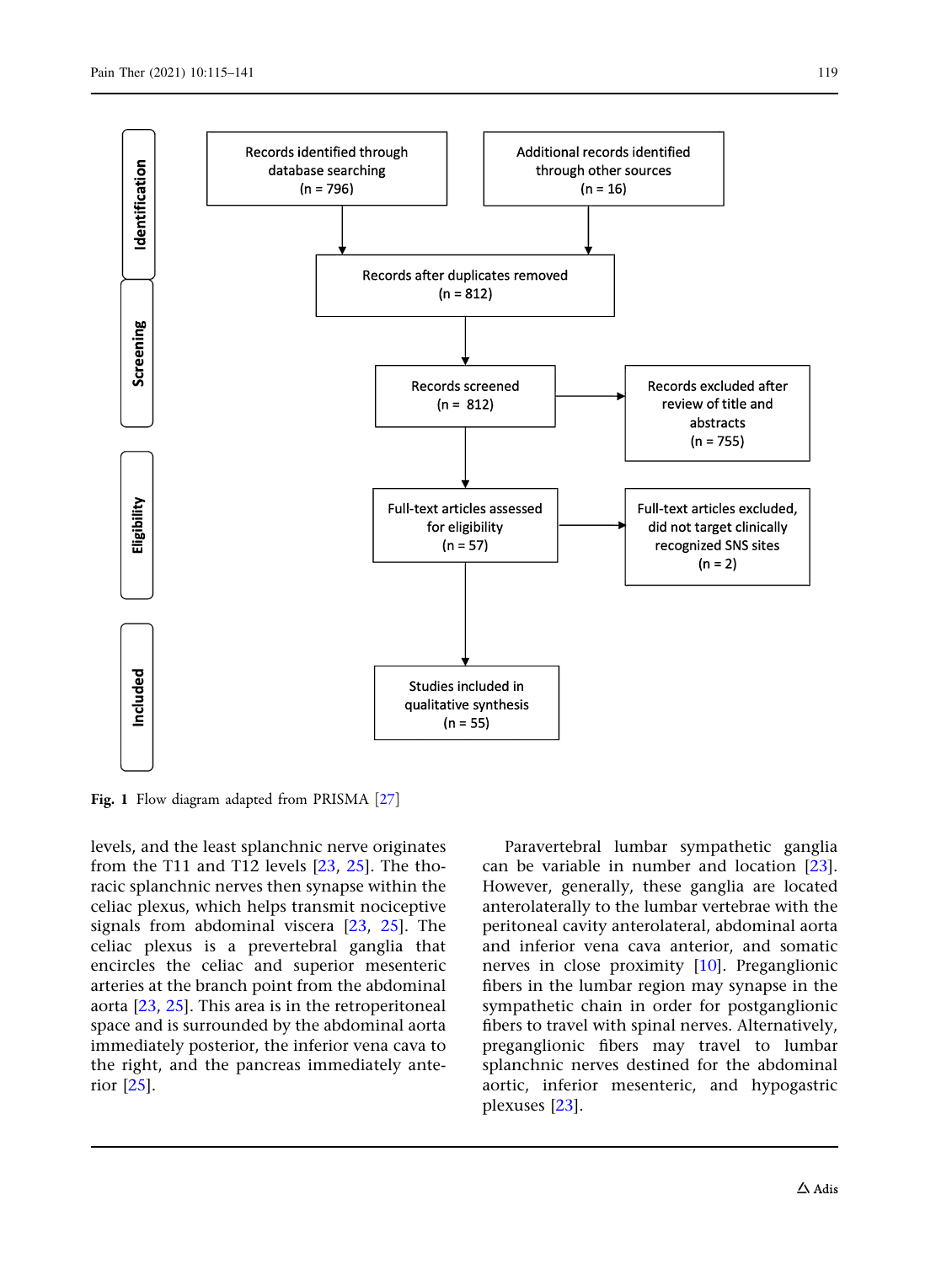**Identification**

- Records identified through database searching (n = 796)
- Additional records identified through other sources (n = 16)

**Screening**

- Records after duplicates removed (n = 812)
- Records screened (n = 812)
- Records excluded after review of title and abstracts (n = 755)

**Eligibility**

- Full-text articles assessed for eligibility (n = 57)
- Full-text articles excluded, did not target clinically recognized SNS sites (n = 2)

**Included**

- Studies included in qualitative synthesis (n = 55)

**Fig. 1** Flow diagram adapted from PRISMA [27]

levels, and the least splanchnic nerve originates from the T11 and T12 levels [23, 25]. The thoracic splanchnic nerves then synapse within the celiac plexus, which helps transmit nociceptive signals from abdominal viscera [23, 25]. The celiac plexus is a prevertebral ganglia that encircles the celiac and superior mesenteric arteries at the branch point from the abdominal aorta [23, 25]. This area is in the retroperitoneal space and is surrounded by the abdominal aorta immediately posterior, the inferior vena cava to the right, and the pancreas immediately anterior [25].

Paravertebral lumbar sympathetic ganglia can be variable in number and location [23]. However, generally, these ganglia are located anterolaterally to the lumbar vertebrae with the peritoneal cavity anterolateral, abdominal aorta and inferior vena cava anterior, and somatic nerves in close proximity [10]. Preganglionic fibers in the lumbar region may synapse in the sympathetic chain in order for postganglionic fibers to travel with spinal nerves. Alternatively, preganglionic fibers may travel to lumbar splanchnic nerves destined for the abdominal aortic, inferior mesenteric, and hypogastric plexuses [23].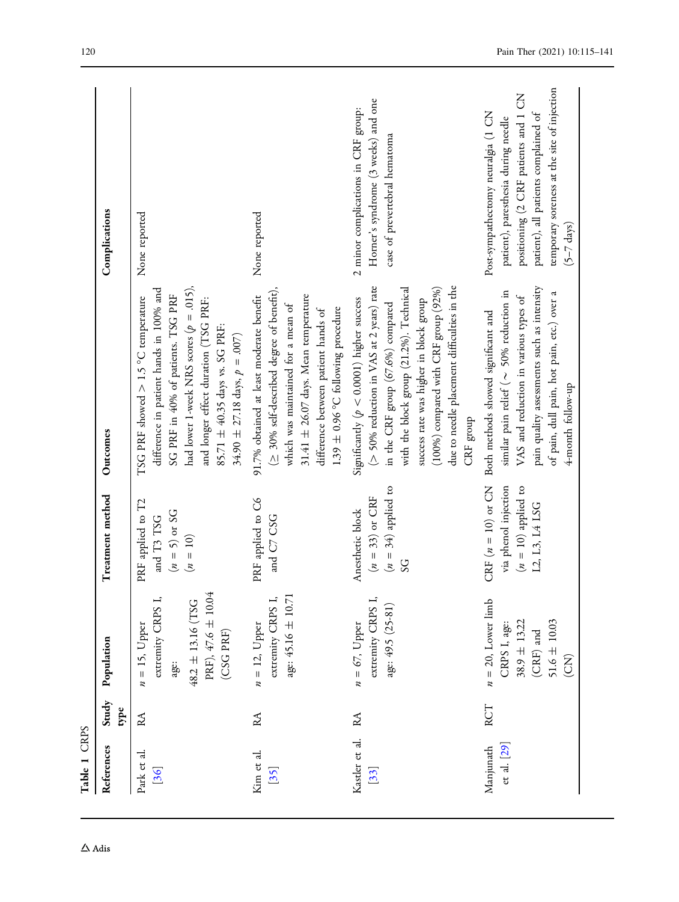**Table 1** CRPS

| References | Study type | Population | Treatment method | Outcomes | Complications |
|---|---|---|---|---|---|
| Park et al. [36] | RA | $n = 15$, Upper extremity CRPS I, age: 48.2 ± 13.16 (TSG PRF), 47.6 ± 10.04 (CSG PRF) | PRF applied to T2 and T3 TSG ($n = 5$) or SG ($n = 10$) | TSG PRF showed > 1.5 °C temperature difference in patient hands in 100% and SG PRF in 40% of patients. TSG PRF had lower 1-week NRS scores ($p = .015$), and longer effect duration (TSG PRF: 85.71 ± 40.35 days vs. SG PRF: 34.90 ± 27.18 days, $p = .007$) | None reported |
| Kim et al. [35] | RA | $n = 12$, Upper extremity CRPS I, age: 45.16 ± 10.71 | PRF applied to C6 and C7 CSG | 91.7% obtained at least moderate benefit (≥ 30% self-described degree of benefit), which was maintained for a mean of 31.41 ± 26.07 days. Mean temperature difference between patient hands of 1.39 ± 0.96 °C following procedure | None reported |
| Kastler et al. [33] | RA | $n = 67$, Upper extremity CRPS I, age: 49.5 (25-81) | Anesthetic block ($n = 33$) or CRF ($n = 34$) applied to SG | Significantly ($p < 0.0001$) higher success (> 50% reduction in VAS at 2 years) rate in the CRF group (67.6%) compared with the block group (21.2%). Technical success rate was higher in block group (100%) compared with CRF group (92%) due to needle placement difficulties in the CRF group | 2 minor complications in CRF group: Horner's syndrome (3 weeks) and one case of prevertebral hematoma |
| Manjunath et al. [29] | RCT | $n = 20$, Lower limb CRPS I, age: 38.9 ± 13.22 (CRF) and 51.6 ± 10.03 (CN) | CRF ($n = 10$) or CN via phenol injection ($n = 10$) applied to L2, L3, L4 LSG | Both methods showed significant and similar pain relief (~ 50% reduction in VAS and reduction in various types of pain quality assessments such as intensity of pain, dull pain, hot pain, etc.) over a 4-month follow-up | Post-sympathectomy neuralgia (1 CN patient), paresthesia during needle positioning (2 CRF patients and 1 CN patient), all patients complained of temporary soreness at the site of injection (5–7 days) |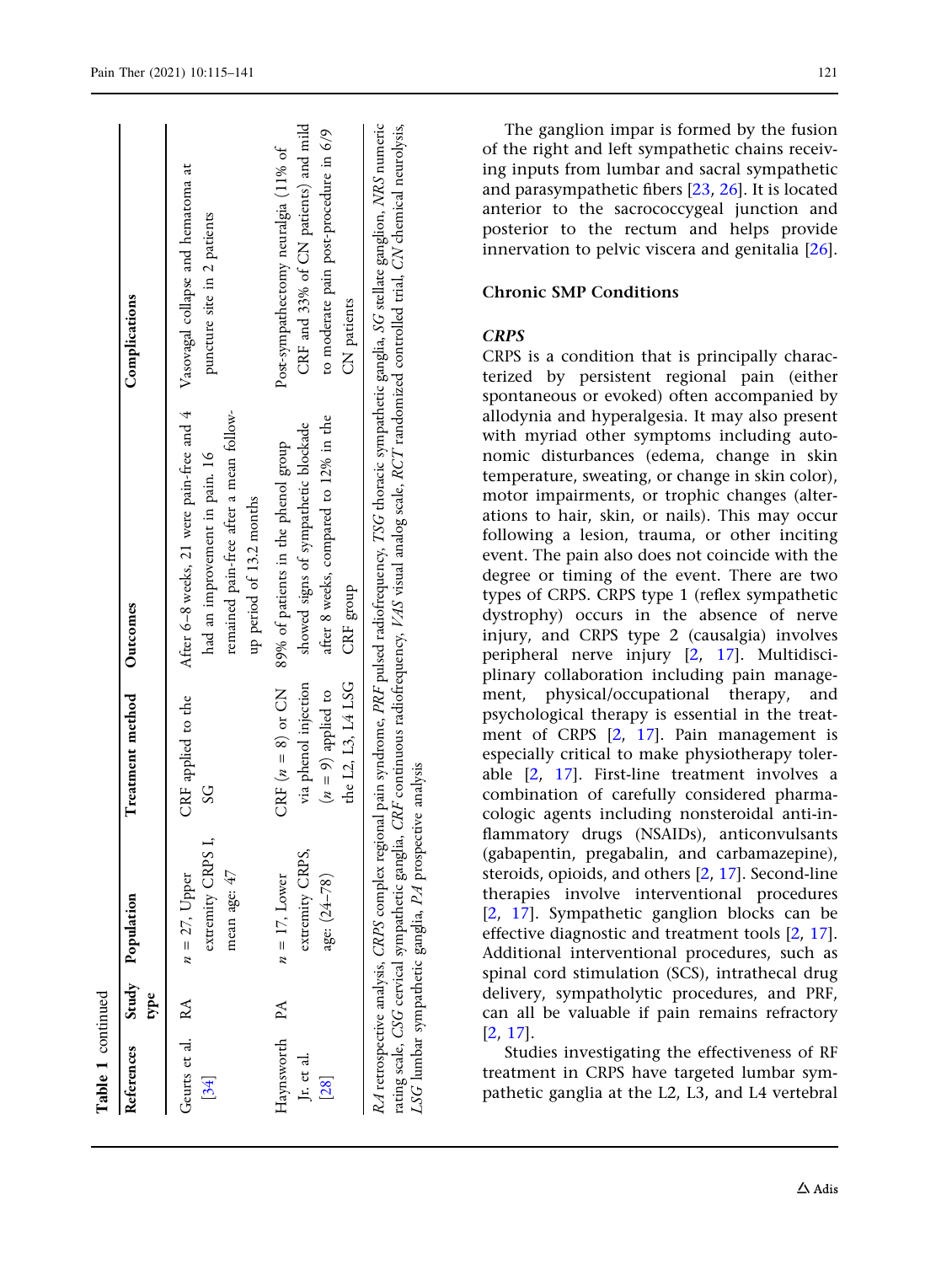**Table 1** continued

| References | Study type | Population | Treatment method | Outcomes | Complications |
|---|---|---|---|---|---|
| Geurts et al. [34] | RA | n = 27, Upper extremity CRPS I, mean age: 47 | CRF applied to the SG | After 6–8 weeks, 21 were pain-free and 4 had an improvement in pain. 16 remained pain-free after a mean follow-up period of 13.2 months | Vasovagal collapse and hematoma at puncture site in 2 patients |
| Haynsworth Jr. et al. [28] | PA | n = 17, Lower extremity CRPS, age: (24–78) | CRF (n = 8) or CN via phenol injection (n = 9) applied to the L2, L3, L4 LSG | 89% of patients in the phenol group showed signs of sympathetic blockade after 8 weeks, compared to 12% in the CRF group | Post-sympathectomy neuralgia (11% of CRF and 33% of CN patients) and mild to moderate pain post-procedure in 6/9 CN patients |

*RA* retrospective analysis, *CRPS* complex regional pain syndrome, *PRF* pulsed radiofrequency, *TSG* thoracic sympathetic ganglia, *SG* stellate ganglion, *NRS* numeric rating scale, *CSG* cervical sympathetic ganglia, *CRF* continuous radiofrequency, *VAS* visual analog scale, *RCT* randomized controlled trial, *CN* chemical neurolysis, *LSG* lumbar sympathetic ganglia, *PA* prospective analysis

The ganglion impar is formed by the fusion of the right and left sympathetic chains receiving inputs from lumbar and sacral sympathetic and parasympathetic fibers [23, 26]. It is located anterior to the sacrococcygeal junction and posterior to the rectum and helps provide innervation to pelvic viscera and genitalia [26].

## Chronic SMP Conditions

### *CRPS*

CRPS is a condition that is principally characterized by persistent regional pain (either spontaneous or evoked) often accompanied by allodynia and hyperalgesia. It may also present with myriad other symptoms including autonomic disturbances (edema, change in skin temperature, sweating, or change in skin color), motor impairments, or trophic changes (alterations to hair, skin, or nails). This may occur following a lesion, trauma, or other inciting event. The pain also does not coincide with the degree or timing of the event. There are two types of CRPS. CRPS type 1 (reflex sympathetic dystrophy) occurs in the absence of nerve injury, and CRPS type 2 (causalgia) involves peripheral nerve injury [2, 17]. Multidisciplinary collaboration including pain management, physical/occupational therapy, and psychological therapy is essential in the treatment of CRPS [2, 17]. Pain management is especially critical to make physiotherapy tolerable [2, 17]. First-line treatment involves a combination of carefully considered pharmacologic agents including nonsteroidal anti-inflammatory drugs (NSAIDs), anticonvulsants (gabapentin, pregabalin, and carbamazepine), steroids, opioids, and others [2, 17]. Second-line therapies involve interventional procedures [2, 17]. Sympathetic ganglion blocks can be effective diagnostic and treatment tools [2, 17]. Additional interventional procedures, such as spinal cord stimulation (SCS), intrathecal drug delivery, sympatholytic procedures, and PRF, can all be valuable if pain remains refractory [2, 17].

Studies investigating the effectiveness of RF treatment in CRPS have targeted lumbar sympathetic ganglia at the L2, L3, and L4 vertebral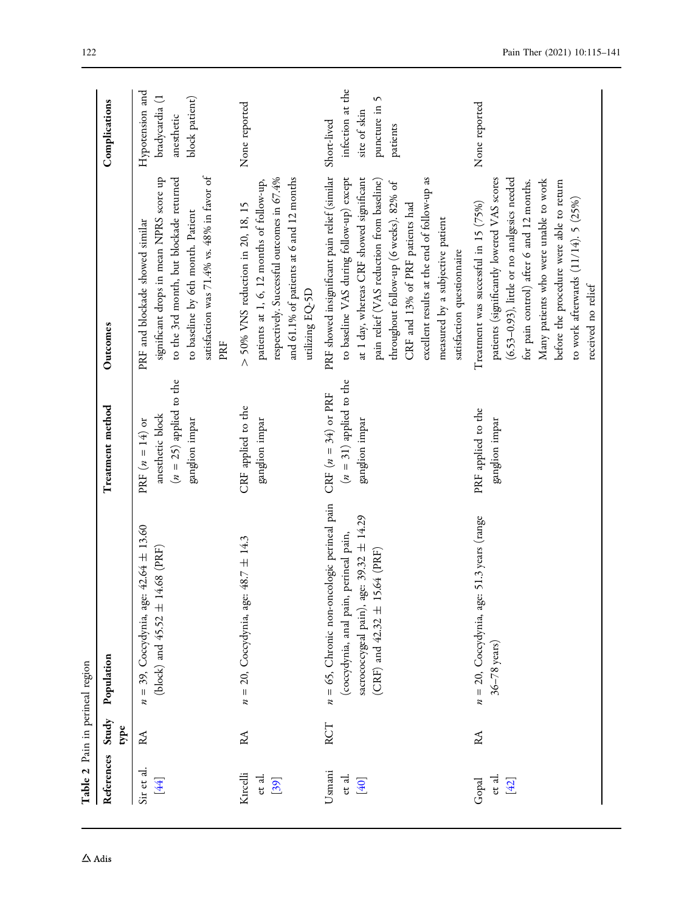**Table 2** Pain in perineal region

| References | Study type | Population | Treatment method | Outcomes | Complications |
|---|---|---|---|---|---|
| Sir et al. [44] | RA | $n = 39$, Coccydynia, age: 42.64 ± 13.60 (block) and 45.52 ± 14.68 (PRF) | PRF ($n = 14$) or anesthetic block ($n = 25$) applied to the ganglion impar | PRF and blockade showed similar significant drops in mean NPRS score up to the 3rd month, but blockade returned to baseline by 6th month. Patient satisfaction was 71.4% vs. 48% in favor of PRF | Hypotension and bradycardia (1 anesthetic block patient) |
| Kircelli et al. [39] | RA | $n = 20$, Coccydynia, age: 48.7 ± 14.3 | CRF applied to the ganglion impar | > 50% VNS reduction in 20, 18, 15 patients at 1, 6, 12 months of follow-up, respectively. Successful outcomes in 67.4% and 61.1% of patients at 6 and 12 months utilizing EQ-5D | None reported |
| Usmani et al. [40] | RCT | $n = 65$, Chronic non-oncologic perineal pain (coccydynia, anal pain, perineal pain, sacrococcygeal pain), age: 39.32 ± 14.29 (CRF) and 42.32 ± 15.64 (PRF) | CRF ($n = 34$) or PRF ($n = 31$) applied to the ganglion impar | PRF showed insignificant pain relief (similar to baseline VAS during follow-up) except at 1 day, whereas CRF showed significant pain relief (VAS reduction from baseline) throughout follow-up (6 weeks). 82% of CRF and 13% of PRF patients had excellent results at the end of follow-up as measured by a subjective patient satisfaction questionnaire | Short-lived infection at the site of skin puncture in 5 patients |
| Gopal et al. [42] | RA | $n = 20$, Coccydynia, age: 51.3 years (range 36–78 years) | PRF applied to the ganglion impar | Treatment was successful in 15 (75%) patients (significantly lowered VAS scores (6.53–0.93), little or no analgesics needed for pain control) after 6 and 12 months. Many patients who were unable to work before the procedure were able to return to work afterwards (11/14). 5 (25%) received no relief | None reported |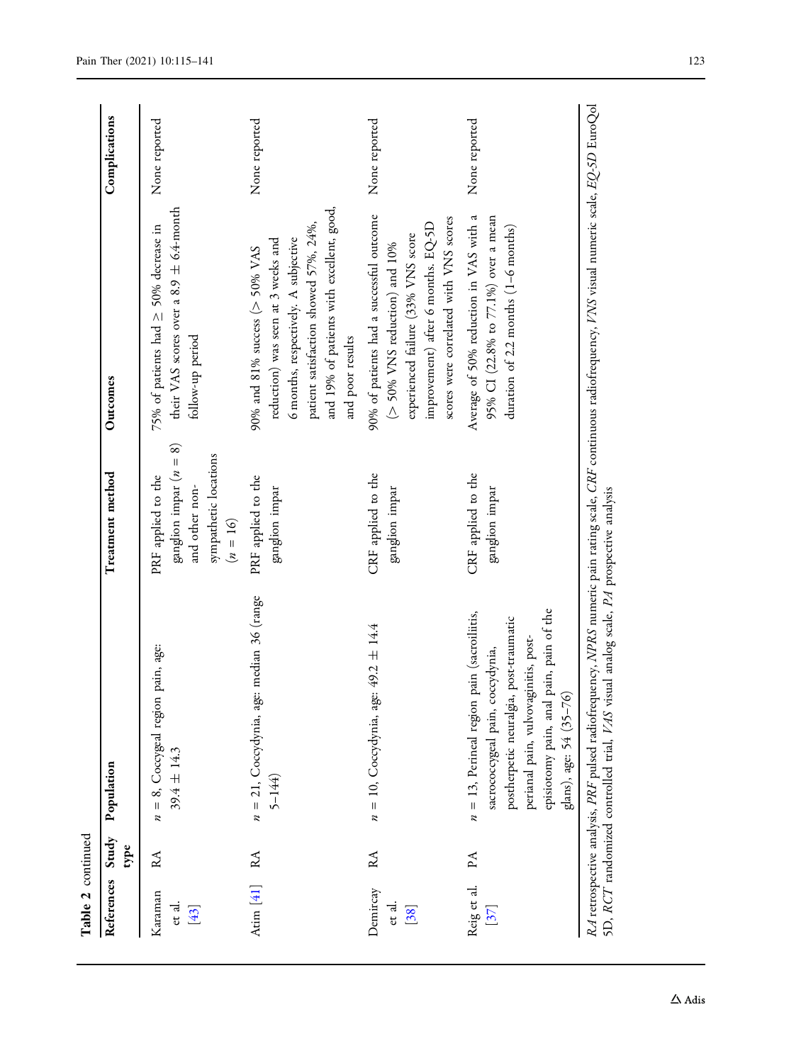**Table 2** continued

| References | Study type | Population | Treatment method | Outcomes | Complications |
|---|---|---|---|---|---|
| Karaman et al. [43] | RA | $n = 8$, Coccygeal region pain, age: $39.4 \pm 14.3$ | PRF applied to the ganglion impar ($n = 8$) and other non-sympathetic locations ($n = 16$) | 75% of patients had $\geq$ 50% decrease in their VAS scores over a $8.9 \pm 6.4$-month follow-up period | None reported |
| Atim [41] | RA | $n = 21$, Coccydynia, age: median 36 (range 5–144) | PRF applied to the ganglion impar | 90% and 81% success (> 50% VAS reduction) was seen at 3 weeks and 6 months, respectively. A subjective patient satisfaction showed 57%, 24%, and 19% of patients with excellent, good, and poor results | None reported |
| Demircay et al. [38] | RA | $n = 10$, Coccydynia, age: $49.2 \pm 14.4$ | CRF applied to the ganglion impar | 90% of patients had a successful outcome (> 50% VNS reduction) and 10% experienced failure (33% VNS score improvement) after 6 months. EQ-5D scores were correlated with VNS scores | None reported |
| Reig et al. [37] | PA | $n = 13$, Perineal region pain (sacroiliitis, sacrococcygeal pain, coccydynia, postherpetic neuralgia, post-traumatic perianal pain, vulvovaginitis, post-episiotomy pain, anal pain, pain of the glans), age: 54 (35–76) | CRF applied to the ganglion impar | Average of 50% reduction in VAS with a 95% CI (22.8% to 77.1%) over a mean duration of 2.2 months (1–6 months) | None reported |

*RA* retrospective analysis, *PRF* pulsed radiofrequency, *NPRS* numeric pain rating scale, *CRF* continuous radiofrequency, *VNS* visual numeric scale, *EQ-5D* EuroQol 5D, *RCT* randomized controlled trial, *VAS* visual analog scale, *PA* prospective analysis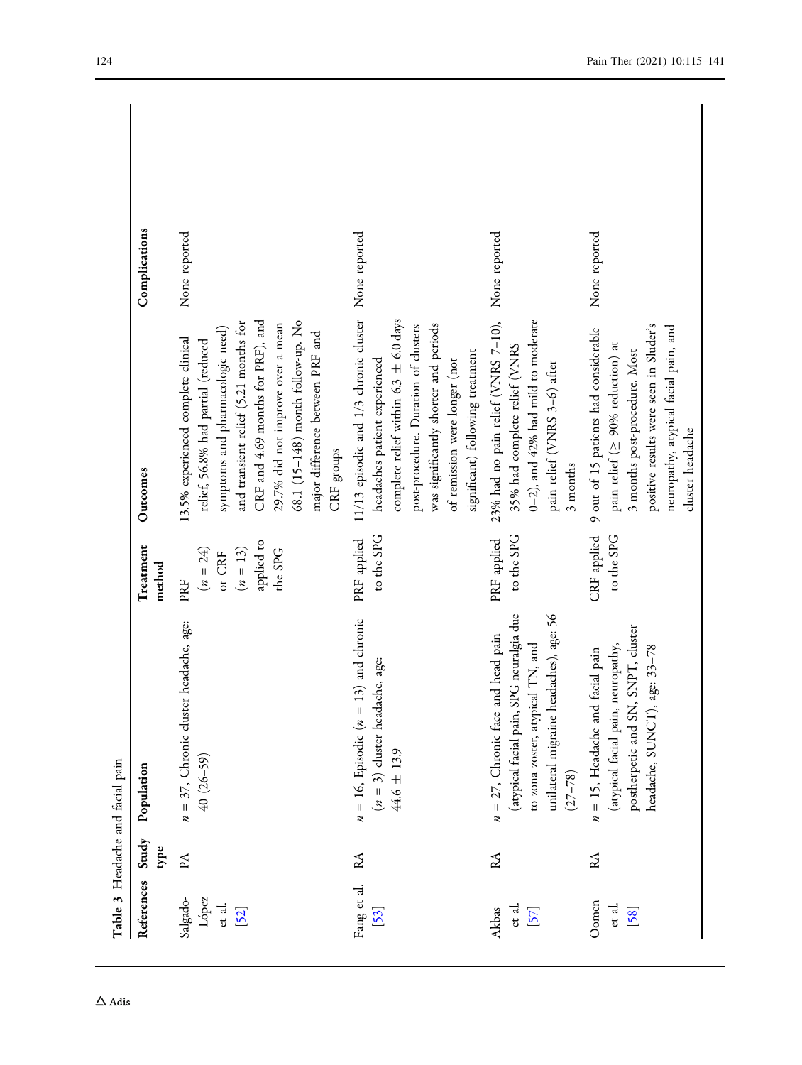**Table 3** Headache and facial pain

| References | Study type | Population | Treatment method | Outcomes | Complications |
|---|---|---|---|---|---|
| Salgado-López et al. [52] | PA | $n = 37$, Chronic cluster headache, age: 40 (26–59) | PRF ($n = 24$) or CRF ($n = 13$) applied to the SPG | 13.5% experienced complete clinical relief, 56.8% had partial (reduced symptoms and pharmacologic need) and transient relief (5.21 months for CRF and 4.69 months for PRF), and 29.7% did not improve over a mean 68.1 (15–148) month follow-up. No major difference between PRF and CRF groups | None reported |
| Fang et al. [53] | RA | $n = 16$, Episodic ($n = 13$) and chronic ($n = 3$) cluster headache, age: 44.6 ± 13.9 | PRF applied to the SPG | 11/13 episodic and 1/3 chronic cluster headaches patient experienced complete relief within 6.3 ± 6.0 days post-procedure. Duration of clusters was significantly shorter and periods of remission were longer (not significant) following treatment | None reported |
| Akbas et al. [57] | RA | $n = 27$, Chronic face and head pain (atypical facial pain, SPG neuralgia due to zona zoster, atypical TN, and unilateral migraine headaches), age: 56 (27–78) | PRF applied to the SPG | 23% had no pain relief (VNRS 7–10), 35% had complete relief (VNRS 0–2), and 42% had mild to moderate pain relief (VNRS 3–6) after 3 months | None reported |
| Oomen et al. [58] | RA | $n = 15$, Headache and facial pain (atypical facial pain, neuropathy, postherpetic and SN, SNPT, cluster headache, SUNCT), age: 33–78 | CRF applied to the SPG | 9 out of 15 patients had considerable pain relief (≥ 90% reduction) at 3 months post-procedure. Most positive results were seen in Sluder's neuropathy, atypical facial pain, and cluster headache | None reported |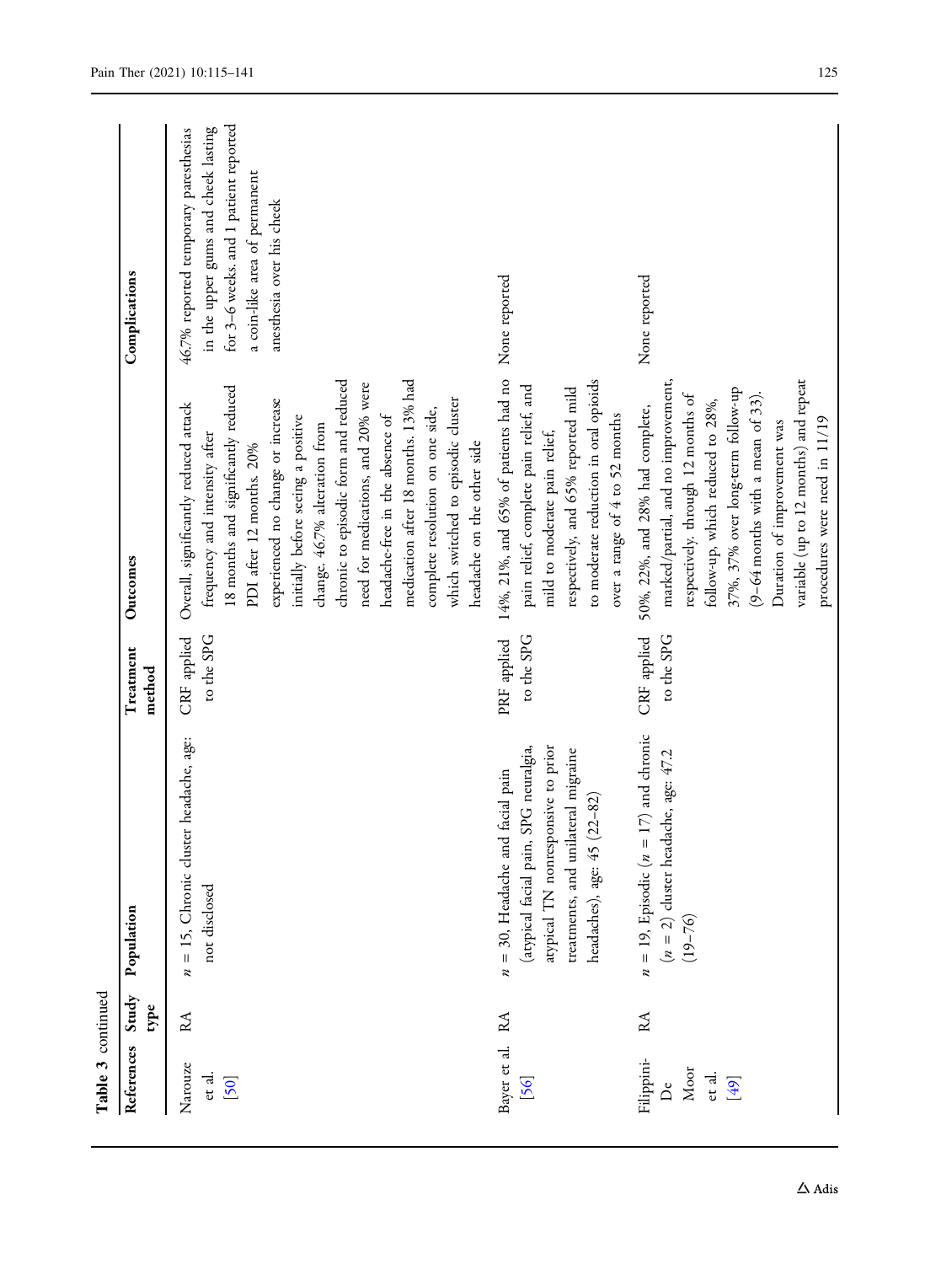**Table 3** continued

| References | Study type | Population | Treatment method | Outcomes | Complications |
|---|---|---|---|---|---|
| Narouze et al. [50] | RA | $n = 15$, Chronic cluster headache, age: not disclosed | CRF applied to the SPG | Overall, significantly reduced attack frequency and intensity after 18 months and significantly reduced PDI after 12 months. 20% experienced no change or increase initially before seeing a positive change. 46.7% alteration from chronic to episodic form and reduced need for medications, and 20% were headache-free in the absence of medication after 18 months. 13% had complete resolution on one side, which switched to episodic cluster headache on the other side | 46.7% reported temporary paresthesias in the upper gums and cheek lasting for 3–6 weeks. and 1 patient reported a coin-like area of permanent anesthesia over his cheek |
| Bayer et al. [56] | RA | $n = 30$, Headache and facial pain (atypical facial pain, SPG neuralgia, atypical TN nonresponsive to prior treatments, and unilateral migraine headaches), age: 45 (22–82) | PRF applied to the SPG | 14%, 21%, and 65% of patients had no pain relief, complete pain relief, and mild to moderate pain relief, respectively, and 65% reported mild to moderate reduction in oral opioids over a range of 4 to 52 months | None reported |
| Filippini-De Moor et al. [49] | RA | $n = 19$, Episodic ($n = 17$) and chronic ($n = 2$) cluster headache, age: 47.2 (19–76) | CRF applied to the SPG | 50%, 22%, and 28% had complete, marked/partial, and no improvement, respectively. through 12 months of follow-up, which reduced to 28%, 37%, 37% over long-term follow-up (9–64 months with a mean of 33). Duration of improvement was variable (up to 12 months) and repeat procedures were need in 11/19 | None reported |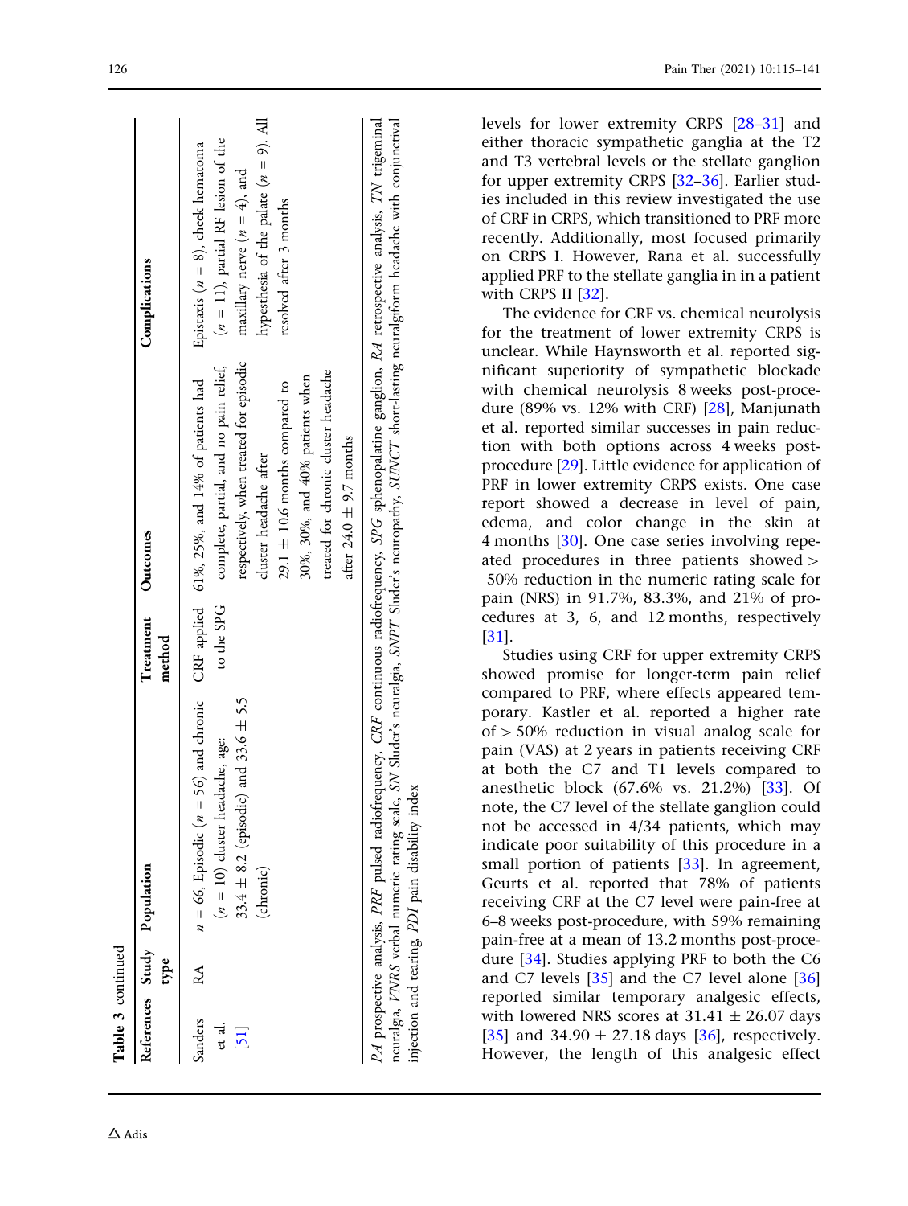**Table 3** continued

| References | Study type | Population | Treatment method | Outcomes | Complications |
|---|---|---|---|---|---|
| Sanders et al. [51] | RA | n = 66, Episodic (n = 56) and chronic (n = 10) cluster headache, age: 33.4 ± 8.2 (episodic) and 33.6 ± 5.5 (chronic) | CRF applied to the SPG | 61%, 25%, and 14% of patients had complete, partial, and no pain relief, respectively, when treated for episodic cluster headache after 29.1 ± 10.6 months compared to 30%, 30%, and 40% patients when treated for chronic cluster headache after 24.0 ± 9.7 months | Epistaxis (n = 8), cheek hematoma (n = 11), partial RF lesion of the maxillary nerve (n = 4), and hypesthesia of the palate (n = 9). All resolved after 3 months |

*PA* prospective analysis, *PRF* pulsed radiofrequency, *CRF* continuous radiofrequency, *SPG* sphenopalatine ganglion, *RA* retrospective analysis, *TN* trigeminal neuralgia, *VNRS* verbal numeric rating scale, *SN* Sluder's neuralgia, *SNPT* Sluder's neuropathy, *SUNCT* short-lasting neuralgiform headache with conjunctival injection and tearing, *PDI* pain disability index

levels for lower extremity CRPS [28–31] and either thoracic sympathetic ganglia at the T2 and T3 vertebral levels or the stellate ganglion for upper extremity CRPS [32–36]. Earlier studies included in this review investigated the use of CRF in CRPS, which transitioned to PRF more recently. Additionally, most focused primarily on CRPS I. However, Rana et al. successfully applied PRF to the stellate ganglia in in a patient with CRPS II [32].

The evidence for CRF vs. chemical neurolysis for the treatment of lower extremity CRPS is unclear. While Haynsworth et al. reported significant superiority of sympathetic blockade with chemical neurolysis 8 weeks post-procedure (89% vs. 12% with CRF) [28], Manjunath et al. reported similar successes in pain reduction with both options across 4 weeks post-procedure [29]. Little evidence for application of PRF in lower extremity CRPS exists. One case report showed a decrease in level of pain, edema, and color change in the skin at 4 months [30]. One case series involving repeated procedures in three patients showed > 50% reduction in the numeric rating scale for pain (NRS) in 91.7%, 83.3%, and 21% of procedures at 3, 6, and 12 months, respectively [31].

Studies using CRF for upper extremity CRPS showed promise for longer-term pain relief compared to PRF, where effects appeared temporary. Kastler et al. reported a higher rate of > 50% reduction in visual analog scale for pain (VAS) at 2 years in patients receiving CRF at both the C7 and T1 levels compared to anesthetic block (67.6% vs. 21.2%) [33]. Of note, the C7 level of the stellate ganglion could not be accessed in 4/34 patients, which may indicate poor suitability of this procedure in a small portion of patients [33]. In agreement, Geurts et al. reported that 78% of patients receiving CRF at the C7 level were pain-free at 6–8 weeks post-procedure, with 59% remaining pain-free at a mean of 13.2 months post-procedure [34]. Studies applying PRF to both the C6 and C7 levels [35] and the C7 level alone [36] reported similar temporary analgesic effects, with lowered NRS scores at 31.41 ± 26.07 days [35] and 34.90 ± 27.18 days [36], respectively. However, the length of this analgesic effect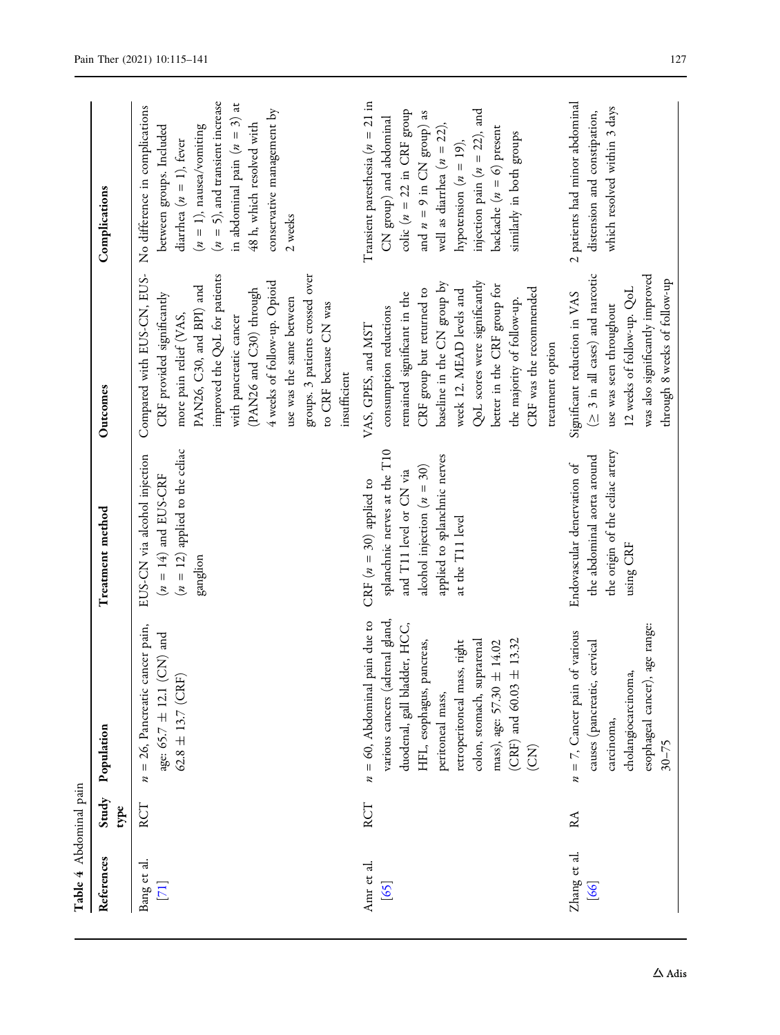**Table 4** Abdominal pain

| References | Study type | Population | Treatment method | Outcomes | Complications |
|---|---|---|---|---|---|
| Bang et al. [71] | RCT | $n = 26$, Pancreatic cancer pain, age: 65.7 ± 12.1 (CN) and 62.8 ± 13.7 (CRF) | EUS-CN via alcohol injection ($n = 14$) and EUS-CRF ($n = 12$) applied to the celiac ganglion | Compared with EUS-CN, EUS-CRF provided significantly more pain relief (VAS, PAN26, C30, and BPI) and improved the QoL for patients with pancreatic cancer (PAN26 and C30) through 4 weeks of follow-up. Opioid use was the same between groups. 3 patients crossed over to CRF because CN was insufficient | No difference in complications between groups. Included diarrhea ($n = 1$), fever ($n = 1$), nausea/vomiting ($n = 5$), and transient increase in abdominal pain ($n = 3$) at 48 h, which resolved with conservative management by 2 weeks |
| Amr et al. [65] | RCT | $n = 60$, Abdominal pain due to various cancers (adrenal gland, duodenal, gall bladder, HCC, HFL, esophagus, pancreas, peritoneal mass, retroperitoneal mass, right colon, stomach, suprarenal mass), age: 57.30 ± 14.02 (CRF) and 60.03 ± 13.32 (CN) | CRF ($n = 30$) applied to splanchnic nerves at the T10 and T11 level or CN via alcohol injection ($n = 30$) applied to splanchnic nerves at the T11 level | VAS, GPES, and MST consumption reductions remained significant in the CRF group but returned to baseline in the CN group by week 12. MEAD levels and QoL scores were significantly better in the CRF group for the majority of follow-up. CRF was the recommended treatment option | Transient paresthesia ($n = 21$ in CN group) and abdominal colic ($n = 22$ in CRF group and $n = 9$ in CN group) as well as diarrhea ($n = 22$), hypotension ($n = 19$), injection pain ($n = 22$), and backache ($n = 6$) present similarly in both groups |
| Zhang et al. [66] | RA | $n = 7$, Cancer pain of various causes (pancreatic, cervical carcinoma, cholangiocarcinoma, esophageal cancer), age range: 30–75 | Endovascular denervation of the abdominal aorta around the origin of the celiac artery using CRF | Significant reduction in VAS (≥ 3 in all cases) and narcotic use was seen throughout 12 weeks of follow-up. QoL was also significantly improved through 8 weeks of follow-up | 2 patients had minor abdominal distension and constipation, which resolved within 3 days |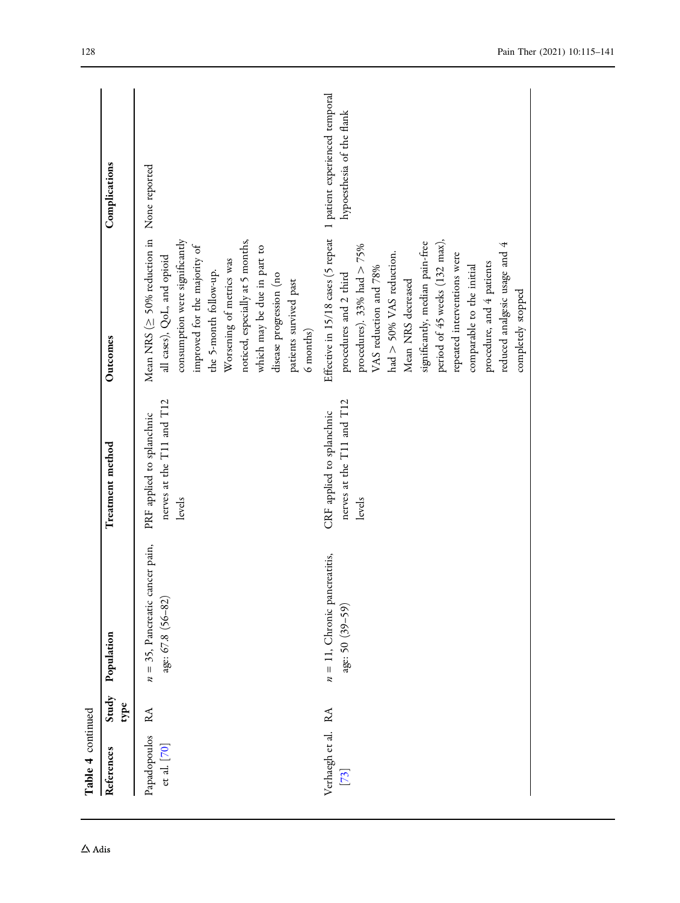**Table 4** continued

| References | Study type | Population | Treatment method | Outcomes | Complications |
|---|---|---|---|---|---|
| Papadopoulos et al. [70] | RA | $n = 35$, Pancreatic cancer pain, age: 67.8 (56–82) | PRF applied to splanchnic nerves at the T11 and T12 levels | Mean NRS ($\geq$ 50% reduction in all cases), QoL, and opioid consumption were significantly improved for the majority of the 5-month follow-up. Worsening of metrics was noticed, especially at 5 months, which may be due in part to disease progression (no patients survived past 6 months) | None reported |
| Verhaegh et al. [73] | RA | $n = 11$, Chronic pancreatitis, age: 50 (39–59) | CRF applied to splanchnic nerves at the T11 and T12 levels | Effective in 15/18 cases (5 repeat procedures and 2 third procedures). 33% had > 75% VAS reduction and 78% had > 50% VAS reduction. Mean NRS decreased significantly, median pain-free period of 45 weeks (132 max), repeated interventions were comparable to the initial procedure, and 4 patients reduced analgesic usage and 4 completely stopped | 1 patient experienced temporal hypoesthesia of the flank |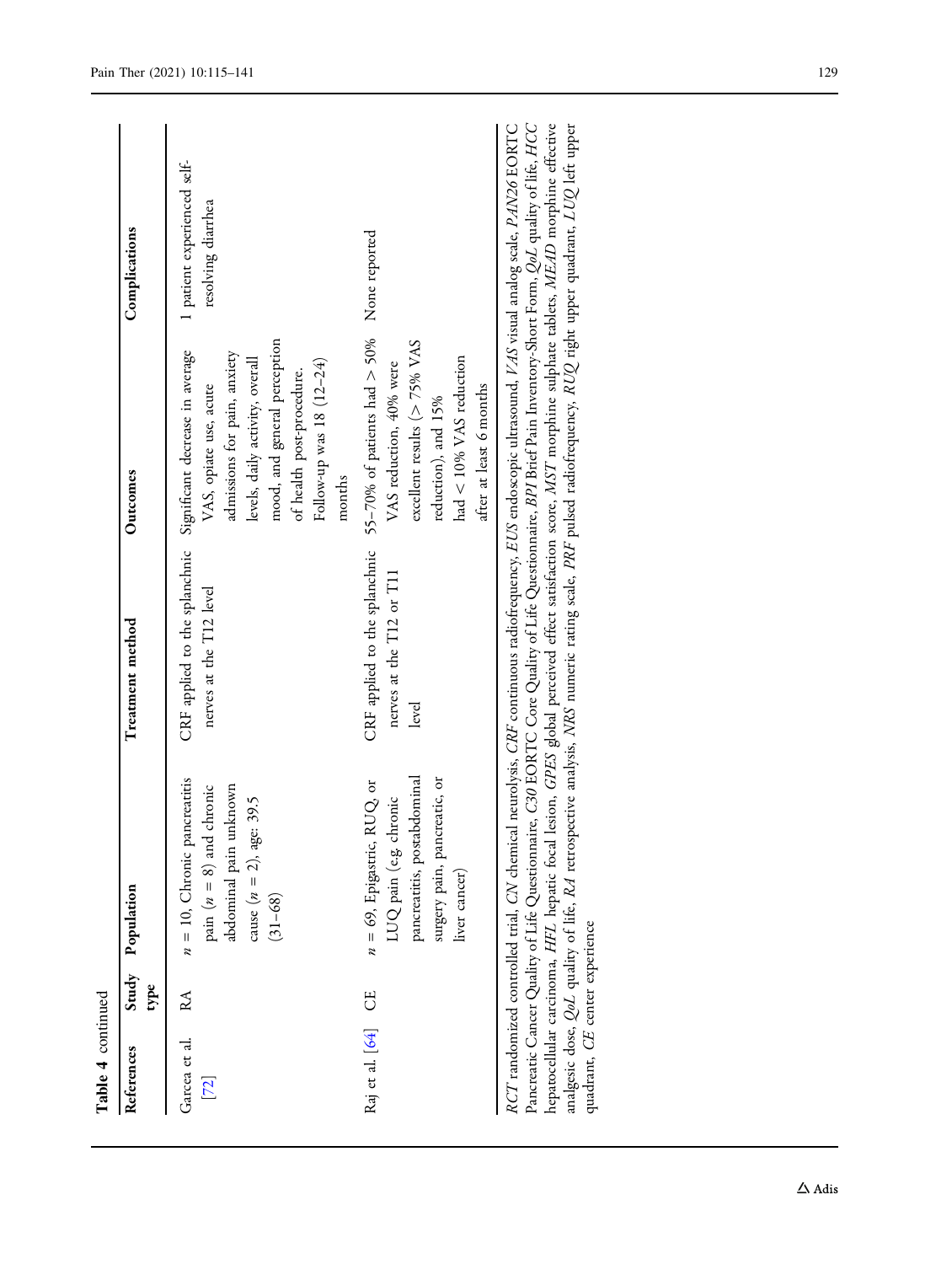**Table 4** continued

| References | Study type | Population | Treatment method | Outcomes | Complications |
|---|---|---|---|---|---|
| Garcea et al. [72] | RA | $n = 10$, Chronic pancreatitis pain ($n = 8$) and chronic abdominal pain unknown cause ($n = 2$), age: 39.5 (31–68) | CRF applied to the splanchnic nerves at the T12 level | Significant decrease in average VAS, opiate use, acute admissions for pain, anxiety levels, daily activity, overall mood, and general perception of health post-procedure. Follow-up was 18 (12–24) months | 1 patient experienced self-resolving diarrhea |
| Raj et al. [64] | CE | $n = 69$, Epigastric, RUQ, or LUQ pain (e.g. chronic pancreatitis, postabdominal surgery pain, pancreatic, or liver cancer) | CRF applied to the splanchnic nerves at the T12 or T11 level | 55–70% of patients had > 50% VAS reduction, 40% were excellent results (> 75% VAS reduction), and 15% had < 10% VAS reduction after at least 6 months | None reported |

*RCT* randomized controlled trial, *CN* chemical neurolysis, *CRF* continuous radiofrequency, *EUS* endoscopic ultrasound, *VAS* visual analog scale, *PAN26* EORTC Pancreatic Cancer Quality of Life Questionnaire, *C30* EORTC Core Quality of Life Questionnaire, *BPI* Brief Pain Inventory-Short Form, *QoL* quality of life, *HCC* hepatocellular carcinoma, *HFL* hepatic focal lesion, *GPES* global perceived effect satisfaction score, *MST* morphine sulphate tablets, *MEAD* morphine effective analgesic dose, *QoL* quality of life, *RA* retrospective analysis, *NRS* numeric rating scale, *PRF* pulsed radiofrequency, *RUQ* right upper quadrant, *LUQ* left upper quadrant, *CE* center experience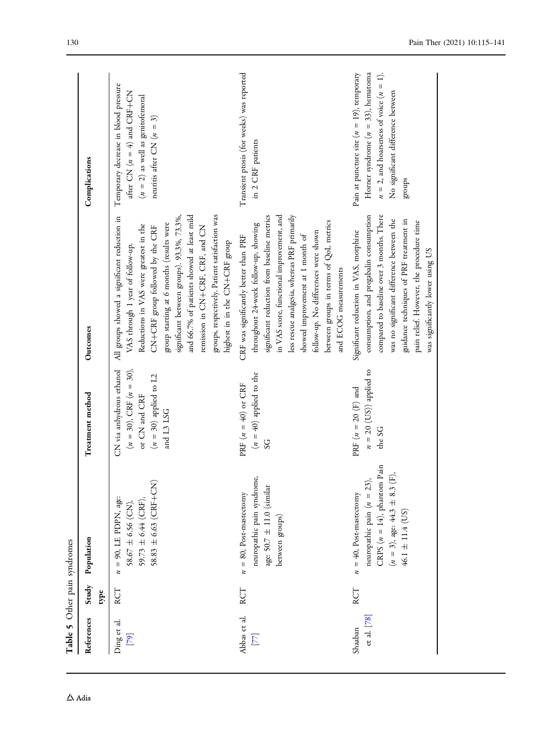**Table 5** Other pain syndromes

| References | Study type | Population | Treatment method | Outcomes | Complications |
|---|---|---|---|---|---|
| Ding et al. [79] | RCT | $n = 90$, LE PDPN, age: 58.67 ± 6.56 (CN), 59.73 ± 6.44 (CRF), 58.83 ± 6.63 (CRF+CN) | CN via anhydrous ethanol ($n = 30$), CRF ($n = 30$), or CN and CRF ($n = 30$) applied to L2 and L3 LSG | All groups showed a significant reduction in VAS through 1 year of follow-up. Reductions in VAS were greatest in the CN+CRF group followed by the CRF group starting at 6 months (results were significant between groups). 93.3%, 73.3%, and 66.7% of patients showed at least mild remission in CN+CRF, CRF, and CN groups, respectively. Patient satisfaction was highest in in the CN+CRF group | Temporary decrease in blood pressure after CN ($n = 4$) and CRF+CN ($n = 2$) as well as genitofemoral neuritis after CN ($n = 3$) |
| Abbas et al. [77] | RCT | $n = 80$, Post-mastectomy neuropathic pain syndrome, age: 50.7 ± 11.0 (similar between groups) | PRF ($n = 40$) or CRF ($n = 40$) applied to the SG | CRF was significantly better than PRF throughout 24-week follow-up, showing significant reduction from baseline metrics in VAS score, functional improvement, and less rescue analgesia, whereas PRF primarily showed improvement at 1 month of follow-up. No differences were shown between groups in terms of QoL metrics and ECOG measurements | Transient ptosis (for weeks) was reported in 2 CRF patients |
| Shaaban et al. [78] | RCT | $n = 40$, Post-mastectomy neuropathic pain ($n = 23$), CRPS ($n = 14$), phantom Pain ($n = 3$), age: 44.3 ± 8.3 (F), 46.1 ± 11.4 (US) | PRF ($n = 20$ (F) and $n = 20$ (US)) applied to the SG | Significant reduction in VAS, morphine consumption, and pregabalin consumption compared to baseline over 3 months. There was no significant difference between the guidance techniques of PRF treatment in pain relief. However, the procedure time was significantly lower using US | Pain at puncture site ($n = 19$), temporary Horner syndrome ($n = 33$), hematoma $n = 2$, and hoarseness of voice ($n = 1$). No significant difference between groups |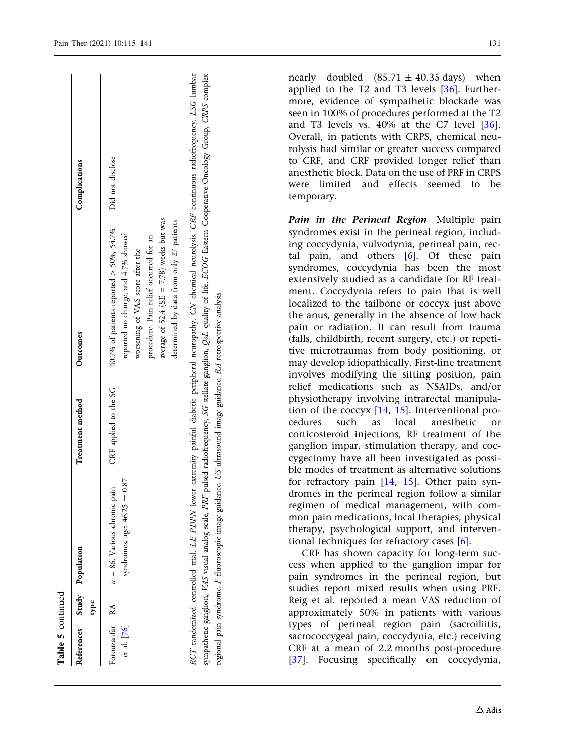**Table 5** continued

| References | Study type | Population | Treatment method | Outcomes | Complications |
| --- | --- | --- | --- | --- | --- |
| Forouzanfar et al. [76] | RA | $n = 86$, Various chronic pain syndromes, age: $46.25 \pm 0.87$ | CRF applied to the SG | 40.7% of patients reported > 50%, 54.7% reported no change, and 4.7% showed worsening of VAS score after the procedure. Pain relief occurred for an average of 52.4 (SE = 7.78) weeks but was determined by data from only 27 patients | Did not disclose |

*RCT* randomized controlled trial, *LE PDPN* lower extremity painful diabetic peripheral neuropathy, *CN* chemical neurolysis, *CRF* continuous radiofrequency, *LSG* lumbar sympathetic ganglion, *VAS* visual analog scale, *PRF* pulsed radiofrequency, *SG* stellate ganglion, *QoL* quality of life, *ECOG* Eastern Cooperative Oncology Group, *CRPS* complex regional pain syndrome, *F* fluoroscopic image guidance, *US* ultrasound image guidance, *RA* retrospective analysis

nearly doubled ($85.71 \pm 40.35$ days) when applied to the T2 and T3 levels [36]. Furthermore, evidence of sympathetic blockade was seen in 100% of procedures performed at the T2 and T3 levels vs. 40% at the C7 level [36]. Overall, in patients with CRPS, chemical neurolysis had similar or greater success compared to CRF, and CRF provided longer relief than anesthetic block. Data on the use of PRF in CRPS were limited and effects seemed to be temporary.

***Pain in the Perineal Region*** Multiple pain syndromes exist in the perineal region, including coccydynia, vulvodynia, perineal pain, rectal pain, and others [6]. Of these pain syndromes, coccydynia has been the most extensively studied as a candidate for RF treatment. Coccydynia refers to pain that is well localized to the tailbone or coccyx just above the anus, generally in the absence of low back pain or radiation. It can result from trauma (falls, childbirth, recent surgery, etc.) or repetitive microtraumas from body positioning, or may develop idiopathically. First-line treatment involves modifying the sitting position, pain relief medications such as NSAIDs, and/or physiotherapy involving intrarectal manipulation of the coccyx [14, 15]. Interventional procedures such as local anesthetic or corticosteroid injections, RF treatment of the ganglion impar, stimulation therapy, and coccygectomy have all been investigated as possible modes of treatment as alternative solutions for refractory pain [14, 15]. Other pain syndromes in the perineal region follow a similar regimen of medical management, with common pain medications, local therapies, physical therapy, psychological support, and interventional techniques for refractory cases [6].

CRF has shown capacity for long-term success when applied to the ganglion impar for pain syndromes in the perineal region, but studies report mixed results when using PRF. Reig et al. reported a mean VAS reduction of approximately 50% in patients with various types of perineal region pain (sacroiliitis, sacrococcygeal pain, coccydynia, etc.) receiving CRF at a mean of 2.2 months post-procedure [37]. Focusing specifically on coccydynia,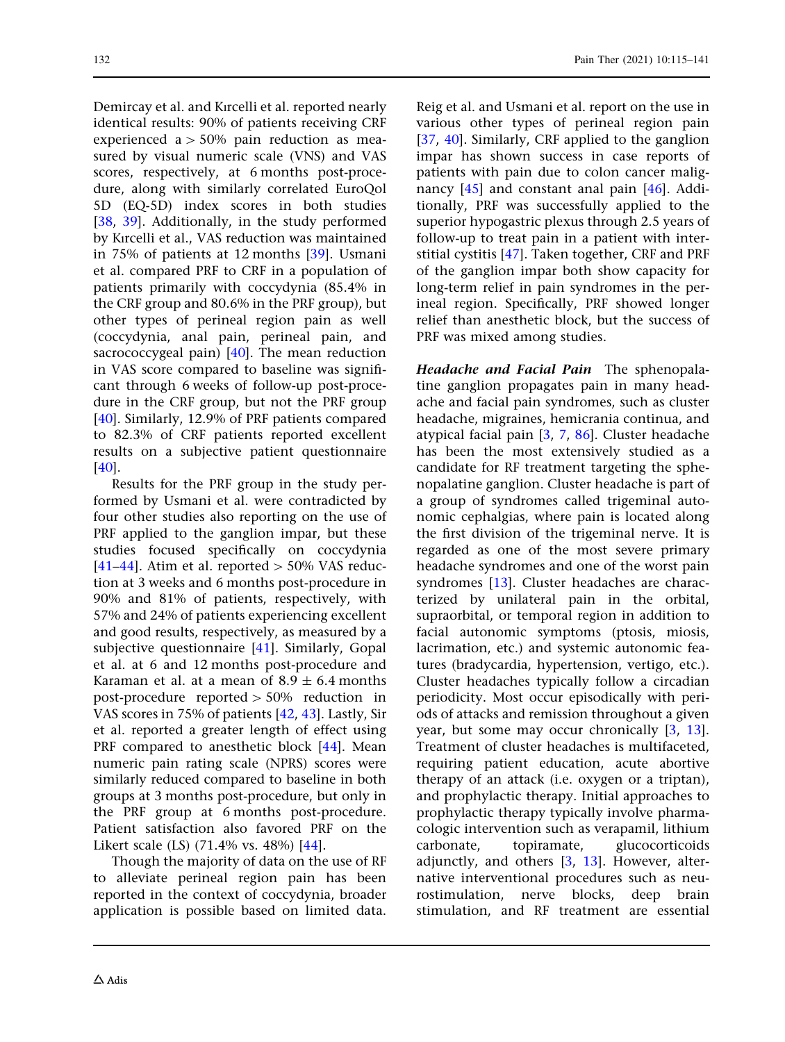Demircay et al. and Kırcelli et al. reported nearly identical results: 90% of patients receiving CRF experienced a > 50% pain reduction as measured by visual numeric scale (VNS) and VAS scores, respectively, at 6 months post-procedure, along with similarly correlated EuroQol 5D (EQ-5D) index scores in both studies [38, 39]. Additionally, in the study performed by Kırcelli et al., VAS reduction was maintained in 75% of patients at 12 months [39]. Usmani et al. compared PRF to CRF in a population of patients primarily with coccydynia (85.4% in the CRF group and 80.6% in the PRF group), but other types of perineal region pain as well (coccydynia, anal pain, perineal pain, and sacrococcygeal pain) [40]. The mean reduction in VAS score compared to baseline was significant through 6 weeks of follow-up post-procedure in the CRF group, but not the PRF group [40]. Similarly, 12.9% of PRF patients compared to 82.3% of CRF patients reported excellent results on a subjective patient questionnaire [40].

Results for the PRF group in the study performed by Usmani et al. were contradicted by four other studies also reporting on the use of PRF applied to the ganglion impar, but these studies focused specifically on coccydynia [41–44]. Atim et al. reported > 50% VAS reduction at 3 weeks and 6 months post-procedure in 90% and 81% of patients, respectively, with 57% and 24% of patients experiencing excellent and good results, respectively, as measured by a subjective questionnaire [41]. Similarly, Gopal et al. at 6 and 12 months post-procedure and Karaman et al. at a mean of $8.9 \pm 6.4$ months post-procedure reported > 50% reduction in VAS scores in 75% of patients [42, 43]. Lastly, Sir et al. reported a greater length of effect using PRF compared to anesthetic block [44]. Mean numeric pain rating scale (NPRS) scores were similarly reduced compared to baseline in both groups at 3 months post-procedure, but only in the PRF group at 6 months post-procedure. Patient satisfaction also favored PRF on the Likert scale (LS) (71.4% vs. 48%) [44].

Though the majority of data on the use of RF to alleviate perineal region pain has been reported in the context of coccydynia, broader application is possible based on limited data. Reig et al. and Usmani et al. report on the use in various other types of perineal region pain [37, 40]. Similarly, CRF applied to the ganglion impar has shown success in case reports of patients with pain due to colon cancer malignancy [45] and constant anal pain [46]. Additionally, PRF was successfully applied to the superior hypogastric plexus through 2.5 years of follow-up to treat pain in a patient with interstitial cystitis [47]. Taken together, CRF and PRF of the ganglion impar both show capacity for long-term relief in pain syndromes in the perineal region. Specifically, PRF showed longer relief than anesthetic block, but the success of PRF was mixed among studies.

***Headache and Facial Pain*** The sphenopalatine ganglion propagates pain in many headache and facial pain syndromes, such as cluster headache, migraines, hemicrania continua, and atypical facial pain [3, 7, 86]. Cluster headache has been the most extensively studied as a candidate for RF treatment targeting the sphenopalatine ganglion. Cluster headache is part of a group of syndromes called trigeminal autonomic cephalgias, where pain is located along the first division of the trigeminal nerve. It is regarded as one of the most severe primary headache syndromes and one of the worst pain syndromes [13]. Cluster headaches are characterized by unilateral pain in the orbital, supraorbital, or temporal region in addition to facial autonomic symptoms (ptosis, miosis, lacrimation, etc.) and systemic autonomic features (bradycardia, hypertension, vertigo, etc.). Cluster headaches typically follow a circadian periodicity. Most occur episodically with periods of attacks and remission throughout a given year, but some may occur chronically [3, 13]. Treatment of cluster headaches is multifaceted, requiring patient education, acute abortive therapy of an attack (i.e. oxygen or a triptan), and prophylactic therapy. Initial approaches to prophylactic therapy typically involve pharmacologic intervention such as verapamil, lithium carbonate, topiramate, glucocorticoids adjunctly, and others [3, 13]. However, alternative interventional procedures such as neurostimulation, nerve blocks, deep brain stimulation, and RF treatment are essential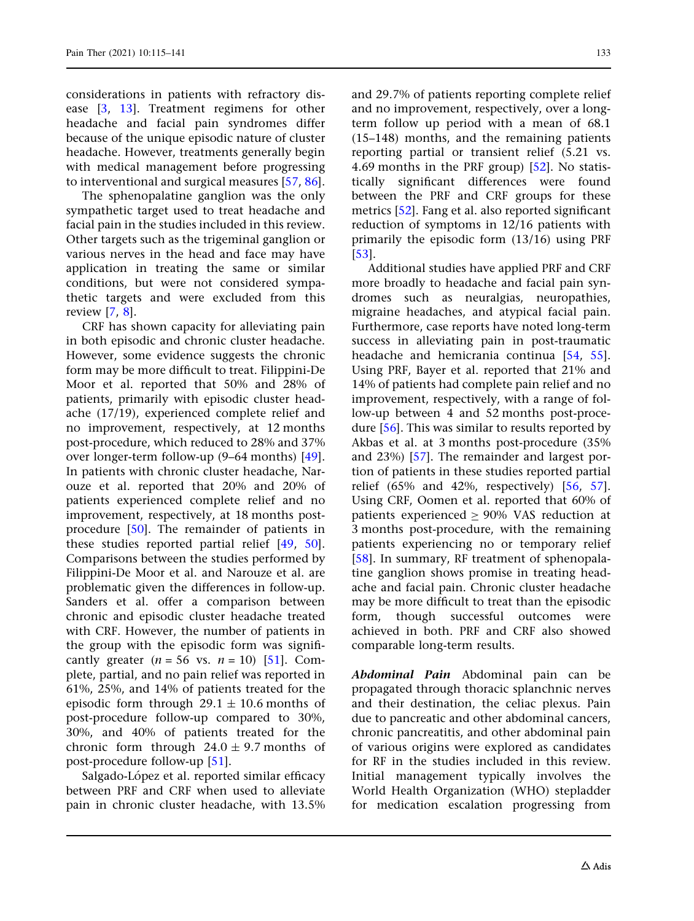considerations in patients with refractory disease [3, 13]. Treatment regimens for other headache and facial pain syndromes differ because of the unique episodic nature of cluster headache. However, treatments generally begin with medical management before progressing to interventional and surgical measures [57, 86].

The sphenopalatine ganglion was the only sympathetic target used to treat headache and facial pain in the studies included in this review. Other targets such as the trigeminal ganglion or various nerves in the head and face may have application in treating the same or similar conditions, but were not considered sympathetic targets and were excluded from this review [7, 8].

CRF has shown capacity for alleviating pain in both episodic and chronic cluster headache. However, some evidence suggests the chronic form may be more difficult to treat. Filippini-De Moor et al. reported that 50% and 28% of patients, primarily with episodic cluster headache (17/19), experienced complete relief and no improvement, respectively, at 12 months post-procedure, which reduced to 28% and 37% over longer-term follow-up (9–64 months) [49]. In patients with chronic cluster headache, Narouze et al. reported that 20% and 20% of patients experienced complete relief and no improvement, respectively, at 18 months post-procedure [50]. The remainder of patients in these studies reported partial relief [49, 50]. Comparisons between the studies performed by Filippini-De Moor et al. and Narouze et al. are problematic given the differences in follow-up. Sanders et al. offer a comparison between chronic and episodic cluster headache treated with CRF. However, the number of patients in the group with the episodic form was significantly greater ($n = 56$ vs. $n = 10$) [51]. Complete, partial, and no pain relief was reported in 61%, 25%, and 14% of patients treated for the episodic form through $29.1 \pm 10.6$ months of post-procedure follow-up compared to 30%, 30%, and 40% of patients treated for the chronic form through $24.0 \pm 9.7$ months of post-procedure follow-up [51].

Salgado-López et al. reported similar efficacy between PRF and CRF when used to alleviate pain in chronic cluster headache, with 13.5% and 29.7% of patients reporting complete relief and no improvement, respectively, over a long-term follow up period with a mean of 68.1 (15–148) months, and the remaining patients reporting partial or transient relief (5.21 vs. 4.69 months in the PRF group) [52]. No statistically significant differences were found between the PRF and CRF groups for these metrics [52]. Fang et al. also reported significant reduction of symptoms in 12/16 patients with primarily the episodic form (13/16) using PRF [53].

Additional studies have applied PRF and CRF more broadly to headache and facial pain syndromes such as neuralgias, neuropathies, migraine headaches, and atypical facial pain. Furthermore, case reports have noted long-term success in alleviating pain in post-traumatic headache and hemicrania continua [54, 55]. Using PRF, Bayer et al. reported that 21% and 14% of patients had complete pain relief and no improvement, respectively, with a range of follow-up between 4 and 52 months post-procedure [56]. This was similar to results reported by Akbas et al. at 3 months post-procedure (35% and 23%) [57]. The remainder and largest portion of patients in these studies reported partial relief (65% and 42%, respectively) [56, 57]. Using CRF, Oomen et al. reported that 60% of patients experienced $\geq$ 90% VAS reduction at 3 months post-procedure, with the remaining patients experiencing no or temporary relief [58]. In summary, RF treatment of sphenopalatine ganglion shows promise in treating headache and facial pain. Chronic cluster headache may be more difficult to treat than the episodic form, though successful outcomes were achieved in both. PRF and CRF also showed comparable long-term results.

***Abdominal Pain*** Abdominal pain can be propagated through thoracic splanchnic nerves and their destination, the celiac plexus. Pain due to pancreatic and other abdominal cancers, chronic pancreatitis, and other abdominal pain of various origins were explored as candidates for RF in the studies included in this review. Initial management typically involves the World Health Organization (WHO) stepladder for medication escalation progressing from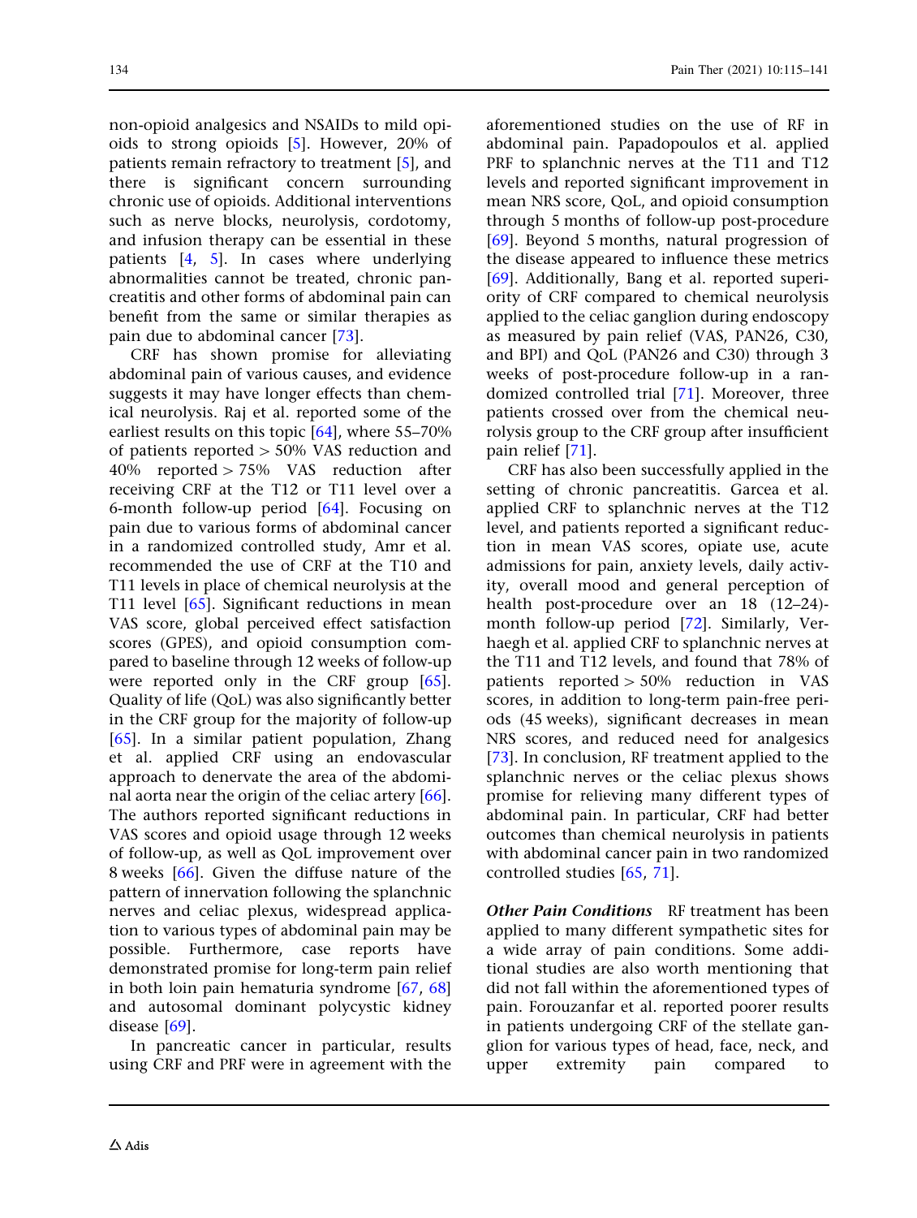non-opioid analgesics and NSAIDs to mild opioids to strong opioids [5]. However, 20% of patients remain refractory to treatment [5], and there is significant concern surrounding chronic use of opioids. Additional interventions such as nerve blocks, neurolysis, cordotomy, and infusion therapy can be essential in these patients [4, 5]. In cases where underlying abnormalities cannot be treated, chronic pancreatitis and other forms of abdominal pain can benefit from the same or similar therapies as pain due to abdominal cancer [73].

CRF has shown promise for alleviating abdominal pain of various causes, and evidence suggests it may have longer effects than chemical neurolysis. Raj et al. reported some of the earliest results on this topic [64], where 55–70% of patients reported > 50% VAS reduction and 40% reported > 75% VAS reduction after receiving CRF at the T12 or T11 level over a 6-month follow-up period [64]. Focusing on pain due to various forms of abdominal cancer in a randomized controlled study, Amr et al. recommended the use of CRF at the T10 and T11 levels in place of chemical neurolysis at the T11 level [65]. Significant reductions in mean VAS score, global perceived effect satisfaction scores (GPES), and opioid consumption compared to baseline through 12 weeks of follow-up were reported only in the CRF group [65]. Quality of life (QoL) was also significantly better in the CRF group for the majority of follow-up [65]. In a similar patient population, Zhang et al. applied CRF using an endovascular approach to denervate the area of the abdominal aorta near the origin of the celiac artery [66]. The authors reported significant reductions in VAS scores and opioid usage through 12 weeks of follow-up, as well as QoL improvement over 8 weeks [66]. Given the diffuse nature of the pattern of innervation following the splanchnic nerves and celiac plexus, widespread application to various types of abdominal pain may be possible. Furthermore, case reports have demonstrated promise for long-term pain relief in both loin pain hematuria syndrome [67, 68] and autosomal dominant polycystic kidney disease [69].

In pancreatic cancer in particular, results using CRF and PRF were in agreement with the aforementioned studies on the use of RF in abdominal pain. Papadopoulos et al. applied PRF to splanchnic nerves at the T11 and T12 levels and reported significant improvement in mean NRS score, QoL, and opioid consumption through 5 months of follow-up post-procedure [69]. Beyond 5 months, natural progression of the disease appeared to influence these metrics [69]. Additionally, Bang et al. reported superiority of CRF compared to chemical neurolysis applied to the celiac ganglion during endoscopy as measured by pain relief (VAS, PAN26, C30, and BPI) and QoL (PAN26 and C30) through 3 weeks of post-procedure follow-up in a randomized controlled trial [71]. Moreover, three patients crossed over from the chemical neurolysis group to the CRF group after insufficient pain relief [71].

CRF has also been successfully applied in the setting of chronic pancreatitis. Garcea et al. applied CRF to splanchnic nerves at the T12 level, and patients reported a significant reduction in mean VAS scores, opiate use, acute admissions for pain, anxiety levels, daily activity, overall mood and general perception of health post-procedure over an 18 (12–24)-month follow-up period [72]. Similarly, Verhaegh et al. applied CRF to splanchnic nerves at the T11 and T12 levels, and found that 78% of patients reported > 50% reduction in VAS scores, in addition to long-term pain-free periods (45 weeks), significant decreases in mean NRS scores, and reduced need for analgesics [73]. In conclusion, RF treatment applied to the splanchnic nerves or the celiac plexus shows promise for relieving many different types of abdominal pain. In particular, CRF had better outcomes than chemical neurolysis in patients with abdominal cancer pain in two randomized controlled studies [65, 71].

***Other Pain Conditions*** RF treatment has been applied to many different sympathetic sites for a wide array of pain conditions. Some additional studies are also worth mentioning that did not fall within the aforementioned types of pain. Forouzanfar et al. reported poorer results in patients undergoing CRF of the stellate ganglion for various types of head, face, neck, and upper extremity pain compared to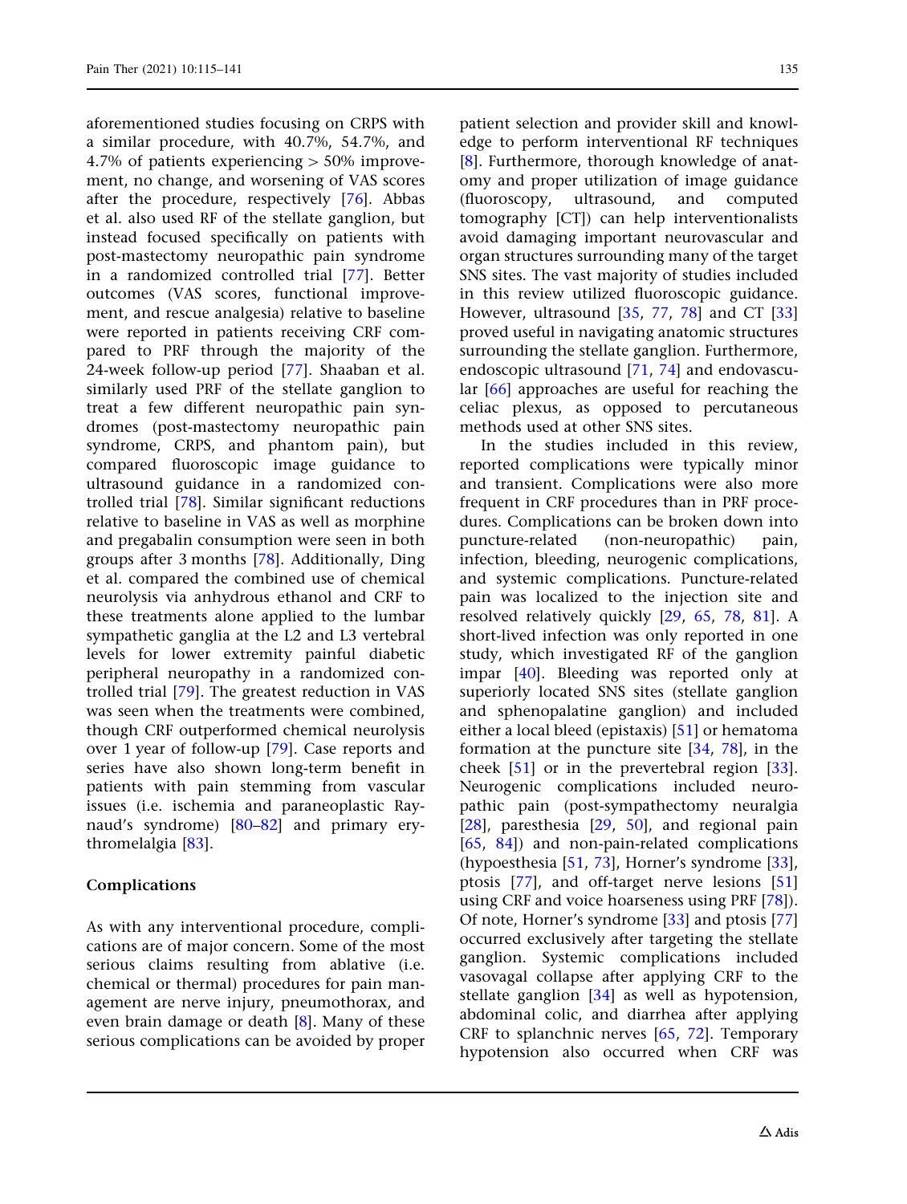aforementioned studies focusing on CRPS with a similar procedure, with 40.7%, 54.7%, and 4.7% of patients experiencing > 50% improvement, no change, and worsening of VAS scores after the procedure, respectively [76]. Abbas et al. also used RF of the stellate ganglion, but instead focused specifically on patients with post-mastectomy neuropathic pain syndrome in a randomized controlled trial [77]. Better outcomes (VAS scores, functional improvement, and rescue analgesia) relative to baseline were reported in patients receiving CRF compared to PRF through the majority of the 24-week follow-up period [77]. Shaaban et al. similarly used PRF of the stellate ganglion to treat a few different neuropathic pain syndromes (post-mastectomy neuropathic pain syndrome, CRPS, and phantom pain), but compared fluoroscopic image guidance to ultrasound guidance in a randomized controlled trial [78]. Similar significant reductions relative to baseline in VAS as well as morphine and pregabalin consumption were seen in both groups after 3 months [78]. Additionally, Ding et al. compared the combined use of chemical neurolysis via anhydrous ethanol and CRF to these treatments alone applied to the lumbar sympathetic ganglia at the L2 and L3 vertebral levels for lower extremity painful diabetic peripheral neuropathy in a randomized controlled trial [79]. The greatest reduction in VAS was seen when the treatments were combined, though CRF outperformed chemical neurolysis over 1 year of follow-up [79]. Case reports and series have also shown long-term benefit in patients with pain stemming from vascular issues (i.e. ischemia and paraneoplastic Raynaud's syndrome) [80–82] and primary erythromelalgia [83].

## Complications

As with any interventional procedure, complications are of major concern. Some of the most serious claims resulting from ablative (i.e. chemical or thermal) procedures for pain management are nerve injury, pneumothorax, and even brain damage or death [8]. Many of these serious complications can be avoided by proper patient selection and provider skill and knowledge to perform interventional RF techniques [8]. Furthermore, thorough knowledge of anatomy and proper utilization of image guidance (fluoroscopy, ultrasound, and computed tomography [CT]) can help interventionalists avoid damaging important neurovascular and organ structures surrounding many of the target SNS sites. The vast majority of studies included in this review utilized fluoroscopic guidance. However, ultrasound [35, 77, 78] and CT [33] proved useful in navigating anatomic structures surrounding the stellate ganglion. Furthermore, endoscopic ultrasound [71, 74] and endovascular [66] approaches are useful for reaching the celiac plexus, as opposed to percutaneous methods used at other SNS sites.

In the studies included in this review, reported complications were typically minor and transient. Complications were also more frequent in CRF procedures than in PRF procedures. Complications can be broken down into puncture-related (non-neuropathic) pain, infection, bleeding, neurogenic complications, and systemic complications. Puncture-related pain was localized to the injection site and resolved relatively quickly [29, 65, 78, 81]. A short-lived infection was only reported in one study, which investigated RF of the ganglion impar [40]. Bleeding was reported only at superiorly located SNS sites (stellate ganglion and sphenopalatine ganglion) and included either a local bleed (epistaxis) [51] or hematoma formation at the puncture site [34, 78], in the cheek [51] or in the prevertebral region [33]. Neurogenic complications included neuropathic pain (post-sympathectomy neuralgia [28], paresthesia [29, 50], and regional pain [65, 84]) and non-pain-related complications (hypoesthesia [51, 73], Horner's syndrome [33], ptosis [77], and off-target nerve lesions [51] using CRF and voice hoarseness using PRF [78]). Of note, Horner's syndrome [33] and ptosis [77] occurred exclusively after targeting the stellate ganglion. Systemic complications included vasovagal collapse after applying CRF to the stellate ganglion [34] as well as hypotension, abdominal colic, and diarrhea after applying CRF to splanchnic nerves [65, 72]. Temporary hypotension also occurred when CRF was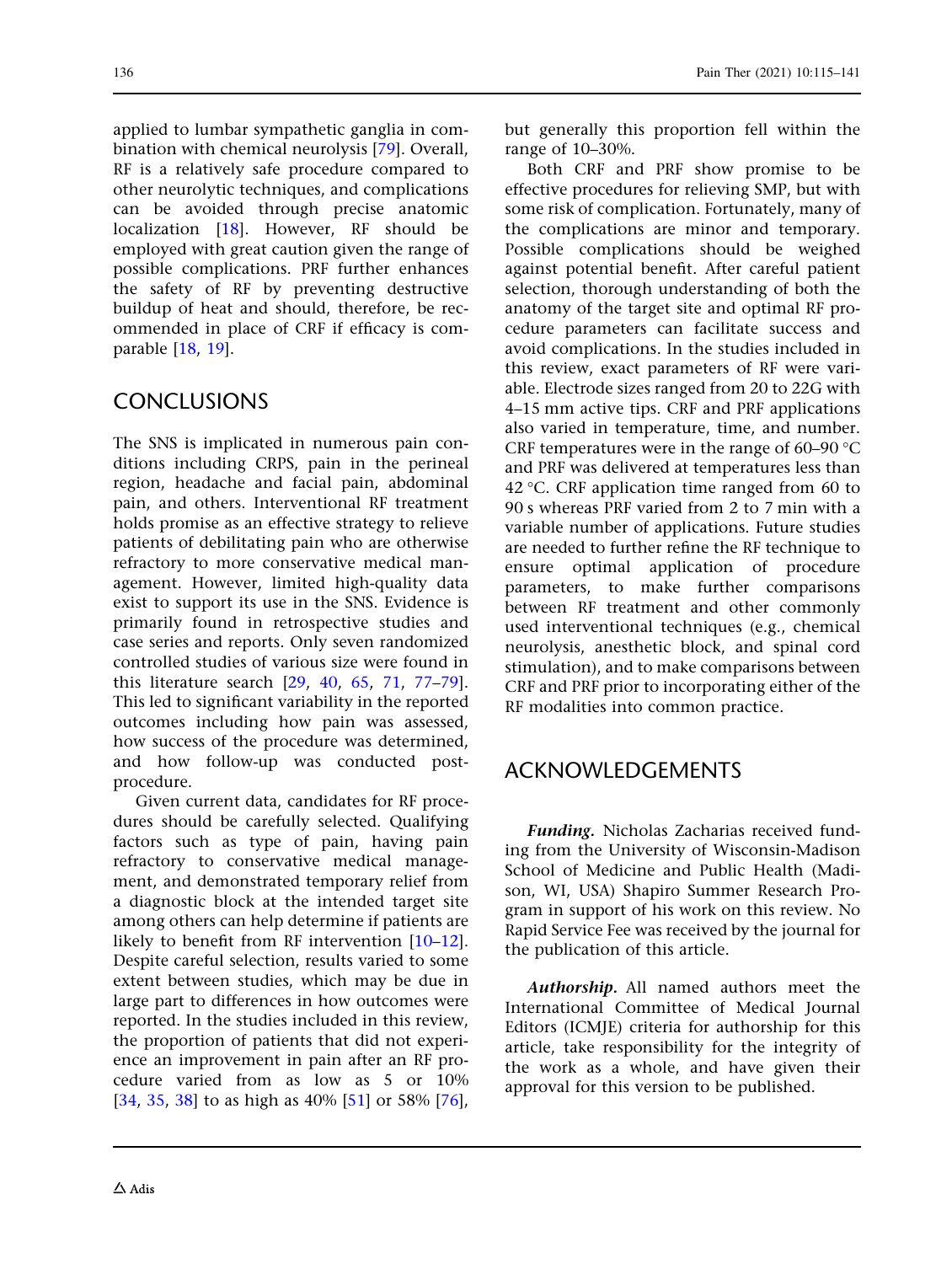applied to lumbar sympathetic ganglia in combination with chemical neurolysis [79]. Overall, RF is a relatively safe procedure compared to other neurolytic techniques, and complications can be avoided through precise anatomic localization [18]. However, RF should be employed with great caution given the range of possible complications. PRF further enhances the safety of RF by preventing destructive buildup of heat and should, therefore, be recommended in place of CRF if efficacy is comparable [18, 19].

## CONCLUSIONS

The SNS is implicated in numerous pain conditions including CRPS, pain in the perineal region, headache and facial pain, abdominal pain, and others. Interventional RF treatment holds promise as an effective strategy to relieve patients of debilitating pain who are otherwise refractory to more conservative medical management. However, limited high-quality data exist to support its use in the SNS. Evidence is primarily found in retrospective studies and case series and reports. Only seven randomized controlled studies of various size were found in this literature search [29, 40, 65, 71, 77–79]. This led to significant variability in the reported outcomes including how pain was assessed, how success of the procedure was determined, and how follow-up was conducted post-procedure.

Given current data, candidates for RF procedures should be carefully selected. Qualifying factors such as type of pain, having pain refractory to conservative medical management, and demonstrated temporary relief from a diagnostic block at the intended target site among others can help determine if patients are likely to benefit from RF intervention [10–12]. Despite careful selection, results varied to some extent between studies, which may be due in large part to differences in how outcomes were reported. In the studies included in this review, the proportion of patients that did not experience an improvement in pain after an RF procedure varied from as low as 5 or 10% [34, 35, 38] to as high as 40% [51] or 58% [76], but generally this proportion fell within the range of 10–30%.

Both CRF and PRF show promise to be effective procedures for relieving SMP, but with some risk of complication. Fortunately, many of the complications are minor and temporary. Possible complications should be weighed against potential benefit. After careful patient selection, thorough understanding of both the anatomy of the target site and optimal RF procedure parameters can facilitate success and avoid complications. In the studies included in this review, exact parameters of RF were variable. Electrode sizes ranged from 20 to 22G with 4–15 mm active tips. CRF and PRF applications also varied in temperature, time, and number. CRF temperatures were in the range of 60–90 °C and PRF was delivered at temperatures less than 42 °C. CRF application time ranged from 60 to 90 s whereas PRF varied from 2 to 7 min with a variable number of applications. Future studies are needed to further refine the RF technique to ensure optimal application of procedure parameters, to make further comparisons between RF treatment and other commonly used interventional techniques (e.g., chemical neurolysis, anesthetic block, and spinal cord stimulation), and to make comparisons between CRF and PRF prior to incorporating either of the RF modalities into common practice.

## ACKNOWLEDGEMENTS

***Funding.*** Nicholas Zacharias received funding from the University of Wisconsin-Madison School of Medicine and Public Health (Madison, WI, USA) Shapiro Summer Research Program in support of his work on this review. No Rapid Service Fee was received by the journal for the publication of this article.

***Authorship.*** All named authors meet the International Committee of Medical Journal Editors (ICMJE) criteria for authorship for this article, take responsibility for the integrity of the work as a whole, and have given their approval for this version to be published.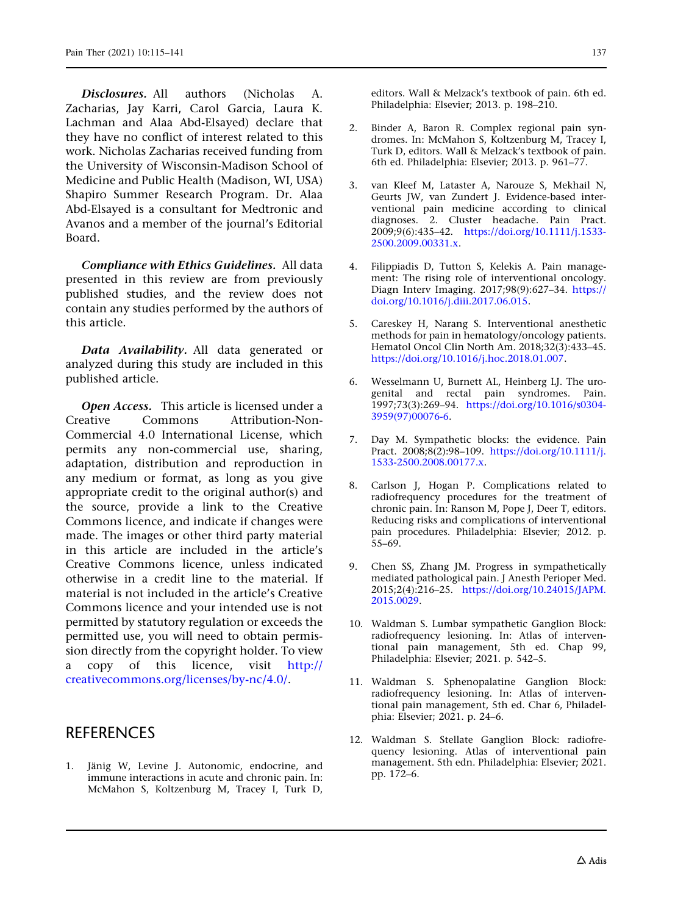***Disclosures.*** All authors (Nicholas A. Zacharias, Jay Karri, Carol Garcia, Laura K. Lachman and Alaa Abd-Elsayed) declare that they have no conflict of interest related to this work. Nicholas Zacharias received funding from the University of Wisconsin-Madison School of Medicine and Public Health (Madison, WI, USA) Shapiro Summer Research Program. Dr. Alaa Abd-Elsayed is a consultant for Medtronic and Avanos and a member of the journal's Editorial Board.

***Compliance with Ethics Guidelines.*** All data presented in this review are from previously published studies, and the review does not contain any studies performed by the authors of this article.

***Data Availability.*** All data generated or analyzed during this study are included in this published article.

***Open Access.*** This article is licensed under a Creative Commons Attribution-Non-Commercial 4.0 International License, which permits any non-commercial use, sharing, adaptation, distribution and reproduction in any medium or format, as long as you give appropriate credit to the original author(s) and the source, provide a link to the Creative Commons licence, and indicate if changes were made. The images or other third party material in this article are included in the article's Creative Commons licence, unless indicated otherwise in a credit line to the material. If material is not included in the article's Creative Commons licence and your intended use is not permitted by statutory regulation or exceeds the permitted use, you will need to obtain permission directly from the copyright holder. To view a copy of this licence, visit http://creativecommons.org/licenses/by-nc/4.0/.

## REFERENCES

1. Jänig W, Levine J. Autonomic, endocrine, and immune interactions in acute and chronic pain. In: McMahon S, Koltzenburg M, Tracey I, Turk D, editors. Wall & Melzack's textbook of pain. 6th ed. Philadelphia: Elsevier; 2013. p. 198–210.
2. Binder A, Baron R. Complex regional pain syndromes. In: McMahon S, Koltzenburg M, Tracey I, Turk D, editors. Wall & Melzack's textbook of pain. 6th ed. Philadelphia: Elsevier; 2013. p. 961–77.
3. van Kleef M, Lataster A, Narouze S, Mekhail N, Geurts JW, van Zundert J. Evidence-based interventional pain medicine according to clinical diagnoses. 2. Cluster headache. Pain Pract. 2009;9(6):435–42. https://doi.org/10.1111/j.1533-2500.2009.00331.x.
4. Filippiadis D, Tutton S, Kelekis A. Pain management: The rising role of interventional oncology. Diagn Interv Imaging. 2017;98(9):627–34. https://doi.org/10.1016/j.diii.2017.06.015.
5. Careskey H, Narang S. Interventional anesthetic methods for pain in hematology/oncology patients. Hematol Oncol Clin North Am. 2018;32(3):433–45. https://doi.org/10.1016/j.hoc.2018.01.007.
6. Wesselmann U, Burnett AL, Heinberg LJ. The urogenital and rectal pain syndromes. Pain. 1997;73(3):269–94. https://doi.org/10.1016/s0304-3959(97)00076-6.
7. Day M. Sympathetic blocks: the evidence. Pain Pract. 2008;8(2):98–109. https://doi.org/10.1111/j.1533-2500.2008.00177.x.
8. Carlson J, Hogan P. Complications related to radiofrequency procedures for the treatment of chronic pain. In: Ranson M, Pope J, Deer T, editors. Reducing risks and complications of interventional pain procedures. Philadelphia: Elsevier; 2012. p. 55–69.
9. Chen SS, Zhang JM. Progress in sympathetically mediated pathological pain. J Anesth Perioper Med. 2015;2(4):216–25. https://doi.org/10.24015/JAPM.2015.0029.
10. Waldman S. Lumbar sympathetic Ganglion Block: radiofrequency lesioning. In: Atlas of interventional pain management, 5th ed. Chap 99, Philadelphia: Elsevier; 2021. p. 542–5.
11. Waldman S. Sphenopalatine Ganglion Block: radiofrequency lesioning. In: Atlas of interventional pain management, 5th ed. Char 6, Philadelphia: Elsevier; 2021. p. 24–6.
12. Waldman S. Stellate Ganglion Block: radiofrequency lesioning. Atlas of interventional pain management. 5th edn. Philadelphia: Elsevier; 2021. pp. 172–6.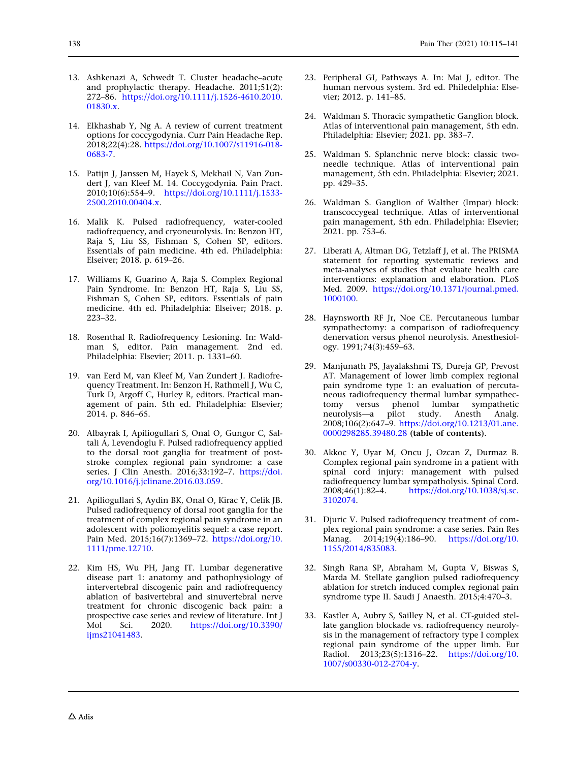13. Ashkenazi A, Schwedt T. Cluster headache–acute and prophylactic therapy. Headache. 2011;51(2): 272–86. https://doi.org/10.1111/j.1526-4610.2010.01830.x.

14. Elkhashab Y, Ng A. A review of current treatment options for coccygodynia. Curr Pain Headache Rep. 2018;22(4):28. https://doi.org/10.1007/s11916-018-0683-7.

15. Patijn J, Janssen M, Hayek S, Mekhail N, Van Zundert J, van Kleef M. 14. Coccygodynia. Pain Pract. 2010;10(6):554–9. https://doi.org/10.1111/j.1533-2500.2010.00404.x.

16. Malik K. Pulsed radiofrequency, water-cooled radiofrequency, and cryoneurolysis. In: Benzon HT, Raja S, Liu SS, Fishman S, Cohen SP, editors. Essentials of pain medicine. 4th ed. Philadelphia: Elseiver; 2018. p. 619–26.

17. Williams K, Guarino A, Raja S. Complex Regional Pain Syndrome. In: Benzon HT, Raja S, Liu SS, Fishman S, Cohen SP, editors. Essentials of pain medicine. 4th ed. Philadelphia: Elseiver; 2018. p. 223–32.

18. Rosenthal R. Radiofrequency Lesioning. In: Waldman S, editor. Pain management. 2nd ed. Philadelphia: Elsevier; 2011. p. 1331–60.

19. van Eerd M, van Kleef M, Van Zundert J. Radiofrequency Treatment. In: Benzon H, Rathmell J, Wu C, Turk D, Argoff C, Hurley R, editors. Practical management of pain. 5th ed. Philadelphia: Elsevier; 2014. p. 846–65.

20. Albayrak I, Apiliogullari S, Onal O, Gungor C, Saltali A, Levendoglu F. Pulsed radiofrequency applied to the dorsal root ganglia for treatment of post-stroke complex regional pain syndrome: a case series. J Clin Anesth. 2016;33:192–7. https://doi.org/10.1016/j.jclinane.2016.03.059.

21. Apiliogullari S, Aydin BK, Onal O, Kirac Y, Celik JB. Pulsed radiofrequency of dorsal root ganglia for the treatment of complex regional pain syndrome in an adolescent with poliomyelitis sequel: a case report. Pain Med. 2015;16(7):1369–72. https://doi.org/10.1111/pme.12710.

22. Kim HS, Wu PH, Jang IT. Lumbar degenerative disease part 1: anatomy and pathophysiology of intervertebral discogenic pain and radiofrequency ablation of basivertebral and sinuvertebral nerve treatment for chronic discogenic back pain: a prospective case series and review of literature. Int J Mol Sci. 2020. https://doi.org/10.3390/ijms21041483.

23. Peripheral GI, Pathways A. In: Mai J, editor. The human nervous system. 3rd ed. Philedelphia: Elsevier; 2012. p. 141–85.

24. Waldman S. Thoracic sympathetic Ganglion block. Atlas of interventional pain management, 5th edn. Philadelphia: Elsevier; 2021. pp. 383–7.

25. Waldman S. Splanchnic nerve block: classic two-needle technique. Atlas of interventional pain management, 5th edn. Philadelphia: Elsevier; 2021. pp. 429–35.

26. Waldman S. Ganglion of Walther (Impar) block: transcoccygeal technique. Atlas of interventional pain management, 5th edn. Philadelphia: Elsevier; 2021. pp. 753–6.

27. Liberati A, Altman DG, Tetzlaff J, et al. The PRISMA statement for reporting systematic reviews and meta-analyses of studies that evaluate health care interventions: explanation and elaboration. PLoS Med. 2009. https://doi.org/10.1371/journal.pmed.1000100.

28. Haynsworth RF Jr, Noe CE. Percutaneous lumbar sympathectomy: a comparison of radiofrequency denervation versus phenol neurolysis. Anesthesiology. 1991;74(3):459–63.

29. Manjunath PS, Jayalakshmi TS, Dureja GP, Prevost AT. Management of lower limb complex regional pain syndrome type 1: an evaluation of percutaneous radiofrequency thermal lumbar sympathectomy versus phenol lumbar sympathetic neurolysis—a pilot study. Anesth Analg. 2008;106(2):647–9. https://doi.org/10.1213/01.ane.0000298285.39480.28 **(table of contents)**.

30. Akkoc Y, Uyar M, Oncu J, Ozcan Z, Durmaz B. Complex regional pain syndrome in a patient with spinal cord injury: management with pulsed radiofrequency lumbar sympatholysis. Spinal Cord. 2008;46(1):82–4. https://doi.org/10.1038/sj.sc.3102074.

31. Djuric V. Pulsed radiofrequency treatment of complex regional pain syndrome: a case series. Pain Res Manag. 2014;19(4):186–90. https://doi.org/10.1155/2014/835083.

32. Singh Rana SP, Abraham M, Gupta V, Biswas S, Marda M. Stellate ganglion pulsed radiofrequency ablation for stretch induced complex regional pain syndrome type II. Saudi J Anaesth. 2015;4:470–3.

33. Kastler A, Aubry S, Sailley N, et al. CT-guided stellate ganglion blockade vs. radiofrequency neurolysis in the management of refractory type I complex regional pain syndrome of the upper limb. Eur Radiol. 2013;23(5):1316–22. https://doi.org/10.1007/s00330-012-2704-y.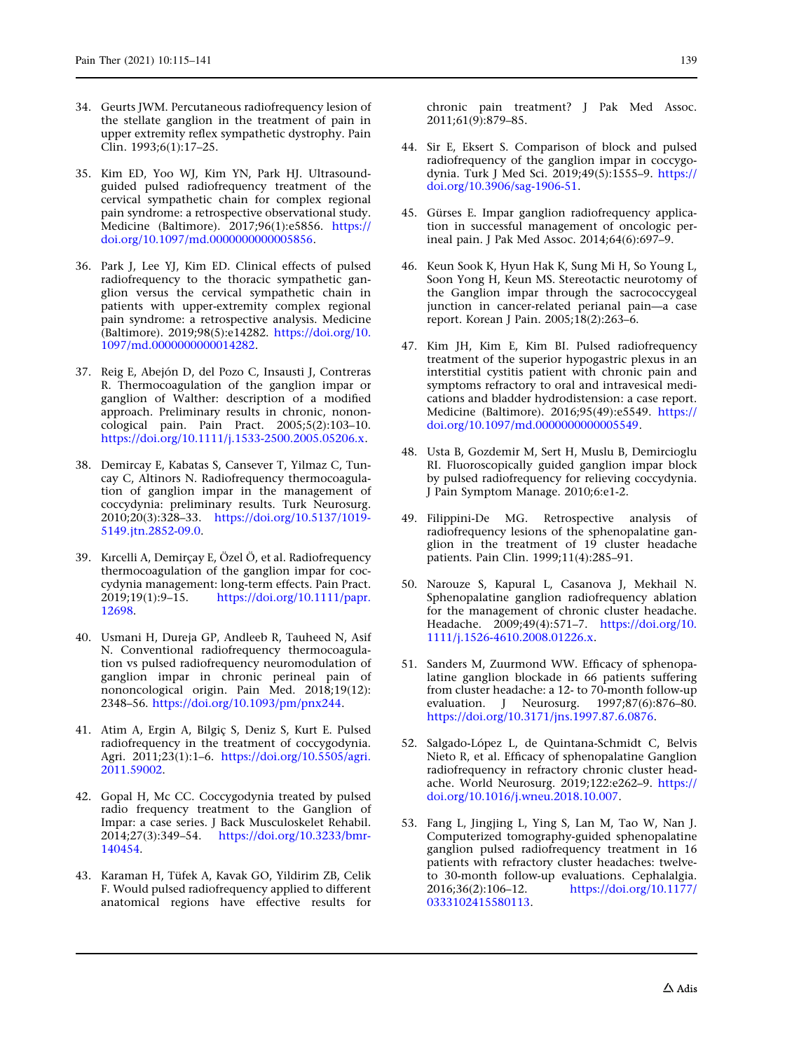34. Geurts JWM. Percutaneous radiofrequency lesion of the stellate ganglion in the treatment of pain in upper extremity reflex sympathetic dystrophy. Pain Clin. 1993;6(1):17–25.

35. Kim ED, Yoo WJ, Kim YN, Park HJ. Ultrasound-guided pulsed radiofrequency treatment of the cervical sympathetic chain for complex regional pain syndrome: a retrospective observational study. Medicine (Baltimore). 2017;96(1):e5856. https://doi.org/10.1097/md.0000000000005856.

36. Park J, Lee YJ, Kim ED. Clinical effects of pulsed radiofrequency to the thoracic sympathetic ganglion versus the cervical sympathetic chain in patients with upper-extremity complex regional pain syndrome: a retrospective analysis. Medicine (Baltimore). 2019;98(5):e14282. https://doi.org/10.1097/md.0000000000014282.

37. Reig E, Abejón D, del Pozo C, Insausti J, Contreras R. Thermocoagulation of the ganglion impar or ganglion of Walther: description of a modified approach. Preliminary results in chronic, nononcological pain. Pain Pract. 2005;5(2):103–10. https://doi.org/10.1111/j.1533-2500.2005.05206.x.

38. Demircay E, Kabatas S, Cansever T, Yilmaz C, Tuncay C, Altinors N. Radiofrequency thermocoagulation of ganglion impar in the management of coccydynia: preliminary results. Turk Neurosurg. 2010;20(3):328–33. https://doi.org/10.5137/1019-5149.jtn.2852-09.0.

39. Kırcelli A, Demirçay E, Özel Ö, et al. Radiofrequency thermocoagulation of the ganglion impar for coccydynia management: long-term effects. Pain Pract. 2019;19(1):9–15. https://doi.org/10.1111/papr.12698.

40. Usmani H, Dureja GP, Andleeb R, Tauheed N, Asif N. Conventional radiofrequency thermocoagulation vs pulsed radiofrequency neuromodulation of ganglion impar in chronic perineal pain of nononcological origin. Pain Med. 2018;19(12):2348–56. https://doi.org/10.1093/pm/pnx244.

41. Atim A, Ergin A, Bilgiç S, Deniz S, Kurt E. Pulsed radiofrequency in the treatment of coccygodynia. Agri. 2011;23(1):1–6. https://doi.org/10.5505/agri.2011.59002.

42. Gopal H, Mc CC. Coccygodynia treated by pulsed radio frequency treatment to the Ganglion of Impar: a case series. J Back Musculoskelet Rehabil. 2014;27(3):349–54. https://doi.org/10.3233/bmr-140454.

43. Karaman H, Tüfek A, Kavak GO, Yildirim ZB, Celik F. Would pulsed radiofrequency applied to different anatomical regions have effective results for chronic pain treatment? J Pak Med Assoc. 2011;61(9):879–85.

44. Sir E, Eksert S. Comparison of block and pulsed radiofrequency of the ganglion impar in coccygodynia. Turk J Med Sci. 2019;49(5):1555–9. https://doi.org/10.3906/sag-1906-51.

45. Gürses E. Impar ganglion radiofrequency application in successful management of oncologic perineal pain. J Pak Med Assoc. 2014;64(6):697–9.

46. Keun Sook K, Hyun Hak K, Sung Mi H, So Young L, Soon Yong H, Keun MS. Stereotactic neurotomy of the Ganglion impar through the sacrococcygeal junction in cancer-related perianal pain—a case report. Korean J Pain. 2005;18(2):263–6.

47. Kim JH, Kim E, Kim BI. Pulsed radiofrequency treatment of the superior hypogastric plexus in an interstitial cystitis patient with chronic pain and symptoms refractory to oral and intravesical medications and bladder hydrodistension: a case report. Medicine (Baltimore). 2016;95(49):e5549. https://doi.org/10.1097/md.0000000000005549.

48. Usta B, Gozdemir M, Sert H, Muslu B, Demircioglu RI. Fluoroscopically guided ganglion impar block by pulsed radiofrequency for relieving coccydynia. J Pain Symptom Manage. 2010;6:e1-2.

49. Filippini-De MG. Retrospective analysis of radiofrequency lesions of the sphenopalatine ganglion in the treatment of 19 cluster headache patients. Pain Clin. 1999;11(4):285–91.

50. Narouze S, Kapural L, Casanova J, Mekhail N. Sphenopalatine ganglion radiofrequency ablation for the management of chronic cluster headache. Headache. 2009;49(4):571–7. https://doi.org/10.1111/j.1526-4610.2008.01226.x.

51. Sanders M, Zuurmond WW. Efficacy of sphenopalatine ganglion blockade in 66 patients suffering from cluster headache: a 12- to 70-month follow-up evaluation. J Neurosurg. 1997;87(6):876–80. https://doi.org/10.3171/jns.1997.87.6.0876.

52. Salgado-López L, de Quintana-Schmidt C, Belvis Nieto R, et al. Efficacy of sphenopalatine Ganglion radiofrequency in refractory chronic cluster headache. World Neurosurg. 2019;122:e262–9. https://doi.org/10.1016/j.wneu.2018.10.007.

53. Fang L, Jingjing L, Ying S, Lan M, Tao W, Nan J. Computerized tomography-guided sphenopalatine ganglion pulsed radiofrequency treatment in 16 patients with refractory cluster headaches: twelve- to 30-month follow-up evaluations. Cephalalgia. 2016;36(2):106–12. https://doi.org/10.1177/0333102415580113.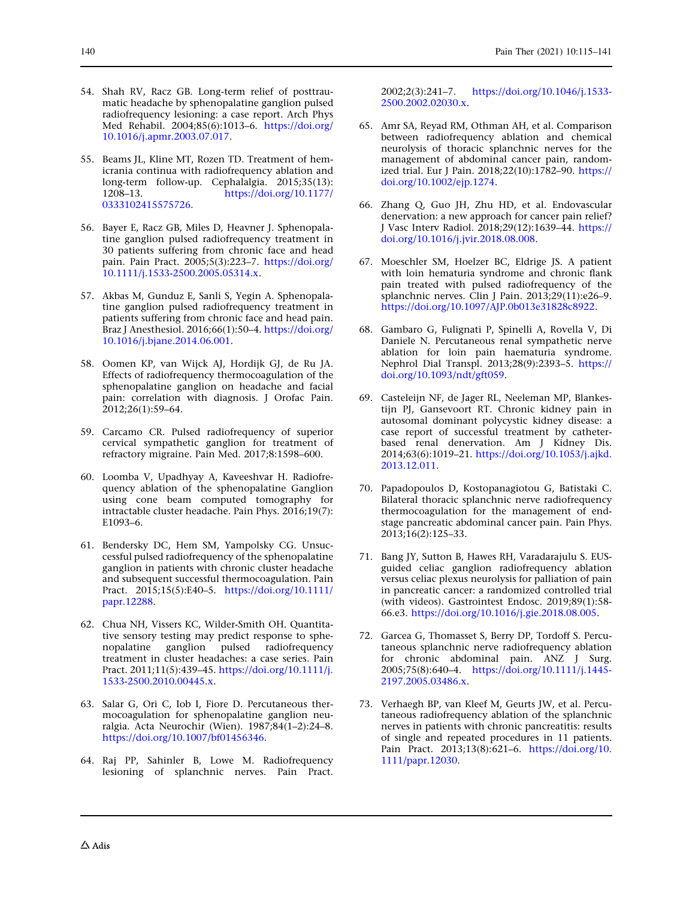54. Shah RV, Racz GB. Long-term relief of posttraumatic headache by sphenopalatine ganglion pulsed radiofrequency lesioning: a case report. Arch Phys Med Rehabil. 2004;85(6):1013–6. https://doi.org/10.1016/j.apmr.2003.07.017.

55. Beams JL, Kline MT, Rozen TD. Treatment of hemicrania continua with radiofrequency ablation and long-term follow-up. Cephalalgia. 2015;35(13):1208–13. https://doi.org/10.1177/0333102415575726.

56. Bayer E, Racz GB, Miles D, Heavner J. Sphenopalatine ganglion pulsed radiofrequency treatment in 30 patients suffering from chronic face and head pain. Pain Pract. 2005;5(3):223–7. https://doi.org/10.1111/j.1533-2500.2005.05314.x.

57. Akbas M, Gunduz E, Sanli S, Yegin A. Sphenopalatine ganglion pulsed radiofrequency treatment in patients suffering from chronic face and head pain. Braz J Anesthesiol. 2016;66(1):50–4. https://doi.org/10.1016/j.bjane.2014.06.001.

58. Oomen KP, van Wijck AJ, Hordijk GJ, de Ru JA. Effects of radiofrequency thermocoagulation of the sphenopalatine ganglion on headache and facial pain: correlation with diagnosis. J Orofac Pain. 2012;26(1):59–64.

59. Carcamo CR. Pulsed radiofrequency of superior cervical sympathetic ganglion for treatment of refractory migraine. Pain Med. 2017;8:1598–600.

60. Loomba V, Upadhyay A, Kaveeshvar H. Radiofrequency ablation of the sphenopalatine Ganglion using cone beam computed tomography for intractable cluster headache. Pain Phys. 2016;19(7):E1093–6.

61. Bendersky DC, Hem SM, Yampolsky CG. Unsuccessful pulsed radiofrequency of the sphenopalatine ganglion in patients with chronic cluster headache and subsequent successful thermocoagulation. Pain Pract. 2015;15(5):E40–5. https://doi.org/10.1111/papr.12288.

62. Chua NH, Vissers KC, Wilder-Smith OH. Quantitative sensory testing may predict response to sphenopalatine ganglion pulsed radiofrequency treatment in cluster headaches: a case series. Pain Pract. 2011;11(5):439–45. https://doi.org/10.1111/j.1533-2500.2010.00445.x.

63. Salar G, Ori C, Iob I, Fiore D. Percutaneous thermocoagulation for sphenopalatine ganglion neuralgia. Acta Neurochir (Wien). 1987;84(1–2):24–8. https://doi.org/10.1007/bf01456346.

64. Raj PP, Sahinler B, Lowe M. Radiofrequency lesioning of splanchnic nerves. Pain Pract. 2002;2(3):241–7. https://doi.org/10.1046/j.1533-2500.2002.02030.x.

65. Amr SA, Reyad RM, Othman AH, et al. Comparison between radiofrequency ablation and chemical neurolysis of thoracic splanchnic nerves for the management of abdominal cancer pain, randomized trial. Eur J Pain. 2018;22(10):1782–90. https://doi.org/10.1002/ejp.1274.

66. Zhang Q, Guo JH, Zhu HD, et al. Endovascular denervation: a new approach for cancer pain relief? J Vasc Interv Radiol. 2018;29(12):1639–44. https://doi.org/10.1016/j.jvir.2018.08.008.

67. Moeschler SM, Hoelzer BC, Eldrige JS. A patient with loin hematuria syndrome and chronic flank pain treated with pulsed radiofrequency of the splanchnic nerves. Clin J Pain. 2013;29(11):e26–9. https://doi.org/10.1097/AJP.0b013e31828c8922.

68. Gambaro G, Fulignati P, Spinelli A, Rovella V, Di Daniele N. Percutaneous renal sympathetic nerve ablation for loin pain haematuria syndrome. Nephrol Dial Transpl. 2013;28(9):2393–5. https://doi.org/10.1093/ndt/gft059.

69. Casteleijn NF, de Jager RL, Neeleman MP, Blankestijn PJ, Gansevoort RT. Chronic kidney pain in autosomal dominant polycystic kidney disease: a case report of successful treatment by catheter-based renal denervation. Am J Kidney Dis. 2014;63(6):1019–21. https://doi.org/10.1053/j.ajkd.2013.12.011.

70. Papadopoulos D, Kostopanagiotou G, Batistaki C. Bilateral thoracic splanchnic nerve radiofrequency thermocoagulation for the management of end-stage pancreatic abdominal cancer pain. Pain Phys. 2013;16(2):125–33.

71. Bang JY, Sutton B, Hawes RH, Varadarajulu S. EUS-guided celiac ganglion radiofrequency ablation versus celiac plexus neurolysis for palliation of pain in pancreatic cancer: a randomized controlled trial (with videos). Gastrointest Endosc. 2019;89(1):58-66.e3. https://doi.org/10.1016/j.gie.2018.08.005.

72. Garcea G, Thomasset S, Berry DP, Tordoff S. Percutaneous splanchnic nerve radiofrequency ablation for chronic abdominal pain. ANZ J Surg. 2005;75(8):640–4. https://doi.org/10.1111/j.1445-2197.2005.03486.x.

73. Verhaegh BP, van Kleef M, Geurts JW, et al. Percutaneous radiofrequency ablation of the splanchnic nerves in patients with chronic pancreatitis: results of single and repeated procedures in 11 patients. Pain Pract. 2013;13(8):621–6. https://doi.org/10.1111/papr.12030.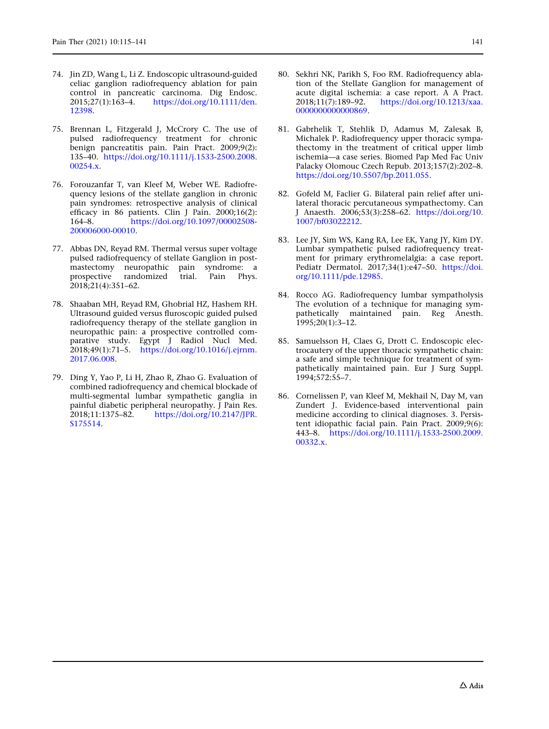74. Jin ZD, Wang L, Li Z. Endoscopic ultrasound-guided celiac ganglion radiofrequency ablation for pain control in pancreatic carcinoma. Dig Endosc. 2015;27(1):163–4. https://doi.org/10.1111/den.12398.

75. Brennan L, Fitzgerald J, McCrory C. The use of pulsed radiofrequency treatment for chronic benign pancreatitis pain. Pain Pract. 2009;9(2):135–40. https://doi.org/10.1111/j.1533-2500.2008.00254.x.

76. Forouzanfar T, van Kleef M, Weber WE. Radiofrequency lesions of the stellate ganglion in chronic pain syndromes: retrospective analysis of clinical efficacy in 86 patients. Clin J Pain. 2000;16(2):164–8. https://doi.org/10.1097/00002508-200006000-00010.

77. Abbas DN, Reyad RM. Thermal versus super voltage pulsed radiofrequency of stellate Ganglion in post-mastectomy neuropathic pain syndrome: a prospective randomized trial. Pain Phys. 2018;21(4):351–62.

78. Shaaban MH, Reyad RM, Ghobrial HZ, Hashem RH. Ultrasound guided versus fluroscopic guided pulsed radiofrequency therapy of the stellate ganglion in neuropathic pain: a prospective controlled comparative study. Egypt J Radiol Nucl Med. 2018;49(1):71–5. https://doi.org/10.1016/j.ejrnm.2017.06.008.

79. Ding Y, Yao P, Li H, Zhao R, Zhao G. Evaluation of combined radiofrequency and chemical blockade of multi-segmental lumbar sympathetic ganglia in painful diabetic peripheral neuropathy. J Pain Res. 2018;11:1375–82. https://doi.org/10.2147/JPR.S175514.

80. Sekhri NK, Parikh S, Foo RM. Radiofrequency ablation of the Stellate Ganglion for management of acute digital ischemia: a case report. A A Pract. 2018;11(7):189–92. https://doi.org/10.1213/xaa.0000000000000869.

81. Gabrhelik T, Stehlik D, Adamus M, Zalesak B, Michalek P. Radiofrequency upper thoracic sympathectomy in the treatment of critical upper limb ischemia—a case series. Biomed Pap Med Fac Univ Palacky Olomouc Czech Repub. 2013;157(2):202–8. https://doi.org/10.5507/bp.2011.055.

82. Gofeld M, Faclier G. Bilateral pain relief after unilateral thoracic percutaneous sympathectomy. Can J Anaesth. 2006;53(3):258–62. https://doi.org/10.1007/bf03022212.

83. Lee JY, Sim WS, Kang RA, Lee EK, Yang JY, Kim DY. Lumbar sympathetic pulsed radiofrequency treatment for primary erythromelalgia: a case report. Pediatr Dermatol. 2017;34(1):e47–50. https://doi.org/10.1111/pde.12985.

84. Rocco AG. Radiofrequency lumbar sympatholysis The evolution of a technique for managing sympathetically maintained pain. Reg Anesth. 1995;20(1):3–12.

85. Samuelsson H, Claes G, Drott C. Endoscopic electrocautery of the upper thoracic sympathetic chain: a safe and simple technique for treatment of sympathetically maintained pain. Eur J Surg Suppl. 1994;572:55–7.

86. Cornelissen P, van Kleef M, Mekhail N, Day M, van Zundert J. Evidence-based interventional pain medicine according to clinical diagnoses. 3. Persistent idiopathic facial pain. Pain Pract. 2009;9(6):443–8. https://doi.org/10.1111/j.1533-2500.2009.00332.x.